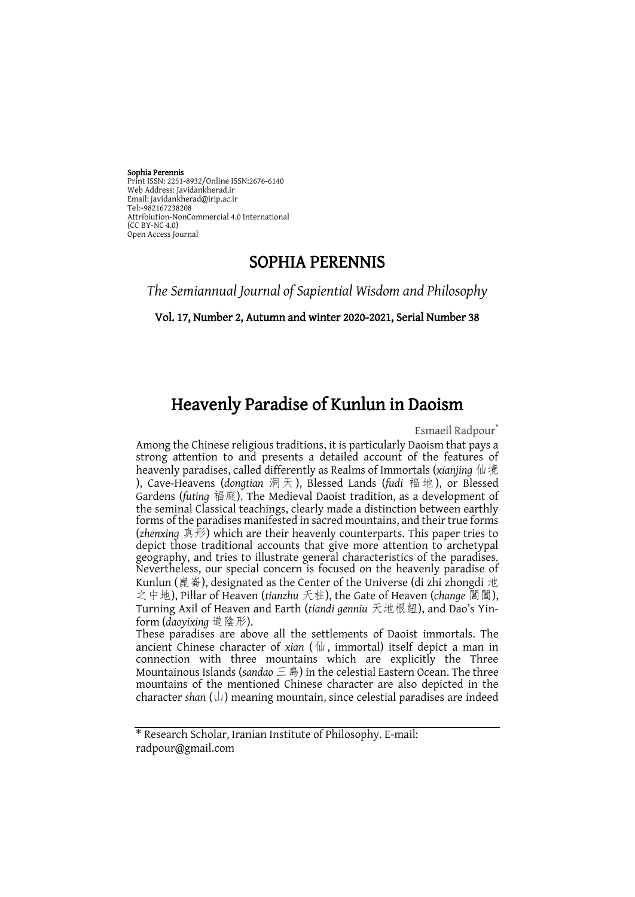**Sophia Perennis**
Print ISSN: 2251-8932/Online ISSN:2676-6140
Web Address: Javidankherad.ir
Email: javidankherad@irip.ac.ir
Tel:+982167238208
Attribiution-NonCommercial 4.0 International
(CC BY-NC 4.0)
Open Access Journal

## SOPHIA PERENNIS

*The Semiannual Journal of Sapiential Wisdom and Philosophy*

**Vol. 17, Number 2, Autumn and winter 2020-2021, Serial Number 38**

# Heavenly Paradise of Kunlun in Daoism

Esmaeil Radpour*

Among the Chinese religious traditions, it is particularly Daoism that pays a strong attention to and presents a detailed account of the features of heavenly paradises, called differently as Realms of Immortals (*xianjing* 仙境), Cave-Heavens (*dongtian* 洞天), Blessed Lands (*fudi* 福地), or Blessed Gardens (*futing* 福庭). The Medieval Daoist tradition, as a development of the seminal Classical teachings, clearly made a distinction between earthly forms of the paradises manifested in sacred mountains, and their true forms (*zhenxing* 真形) which are their heavenly counterparts. This paper tries to depict those traditional accounts that give more attention to archetypal geography, and tries to illustrate general characteristics of the paradises. Nevertheless, our special concern is focused on the heavenly paradise of Kunlun (崑崙), designated as the Center of the Universe (di zhi zhongdi 地之中地), Pillar of Heaven (*tianzhu* 天柱), the Gate of Heaven (*change* 閶闔), Turning Axil of Heaven and Earth (*tiandi genniu* 天地根紐), and Dao's Yin-form (*daoyixing* 道陰形).

These paradises are above all the settlements of Daoist immortals. The ancient Chinese character of *xian* (仙, immortal) itself depict a man in connection with three mountains which are explicitly the Three Mountainous Islands (*sandao* 三島) in the celestial Eastern Ocean. The three mountains of the mentioned Chinese character are also depicted in the character *shan* (山) meaning mountain, since celestial paradises are indeed

---

* Research Scholar, Iranian Institute of Philosophy. E-mail: radpour@gmail.com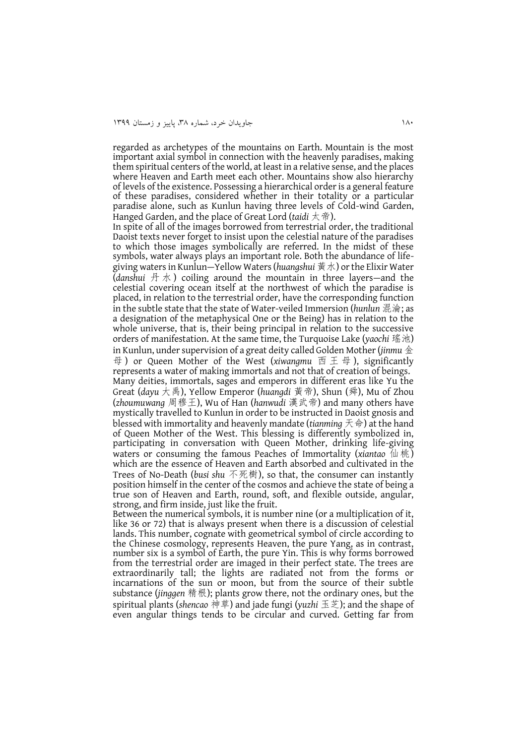regarded as archetypes of the mountains on Earth. Mountain is the most important axial symbol in connection with the heavenly paradises, making them spiritual centers of the world, at least in a relative sense, and the places where Heaven and Earth meet each other. Mountains show also hierarchy of levels of the existence. Possessing a hierarchical order is a general feature of these paradises, considered whether in their totality or a particular paradise alone, such as Kunlun having three levels of Cold-wind Garden, Hanged Garden, and the place of Great Lord (*taidi* 太帝).

In spite of all of the images borrowed from terrestrial order, the traditional Daoist texts never forget to insist upon the celestial nature of the paradises to which those images symbolically are referred. In the midst of these symbols, water always plays an important role. Both the abundance of life-giving waters in Kunlun—Yellow Waters (*huangshui* 黃水) or the Elixir Water (*danshui* 丹水) coiling around the mountain in three layers—and the celestial covering ocean itself at the northwest of which the paradise is placed, in relation to the terrestrial order, have the corresponding function in the subtle state that the state of Water-veiled Immersion (*hunlun* 混淪; as a designation of the metaphysical One or the Being) has in relation to the whole universe, that is, their being principal in relation to the successive orders of manifestation. At the same time, the Turquoise Lake (*yaochi* 瑤池) in Kunlun, under supervision of a great deity called Golden Mother (*jinmu* 金母) or Queen Mother of the West (*xiwangmu* 西王母), significantly represents a water of making immortals and not that of creation of beings.

Many deities, immortals, sages and emperors in different eras like Yu the Great (*dayu* 大禹), Yellow Emperor (*huangdi* 黃帝), Shun (舜), Mu of Zhou (*zhoumuwang* 周穆王), Wu of Han (*hanwudi* 漢武帝) and many others have mystically travelled to Kunlun in order to be instructed in Daoist gnosis and blessed with immortality and heavenly mandate (*tianming* 天命) at the hand of Queen Mother of the West. This blessing is differently symbolized in, participating in conversation with Queen Mother, drinking life-giving waters or consuming the famous Peaches of Immortality (*xiantao* 仙桃) which are the essence of Heaven and Earth absorbed and cultivated in the Trees of No-Death (*busi shu* 不死樹), so that, the consumer can instantly position himself in the center of the cosmos and achieve the state of being a true son of Heaven and Earth, round, soft, and flexible outside, angular, strong, and firm inside, just like the fruit.

Between the numerical symbols, it is number nine (or a multiplication of it, like 36 or 72) that is always present when there is a discussion of celestial lands. This number, cognate with geometrical symbol of circle according to the Chinese cosmology, represents Heaven, the pure Yang, as in contrast, number six is a symbol of Earth, the pure Yin. This is why forms borrowed from the terrestrial order are imaged in their perfect state. The trees are extraordinarily tall; the lights are radiated not from the forms or incarnations of the sun or moon, but from the source of their subtle substance (*jinggen* 精根); plants grow there, not the ordinary ones, but the spiritual plants (*shencao* 神草) and jade fungi (*yuzhi* 玉芝); and the shape of even angular things tends to be circular and curved. Getting far from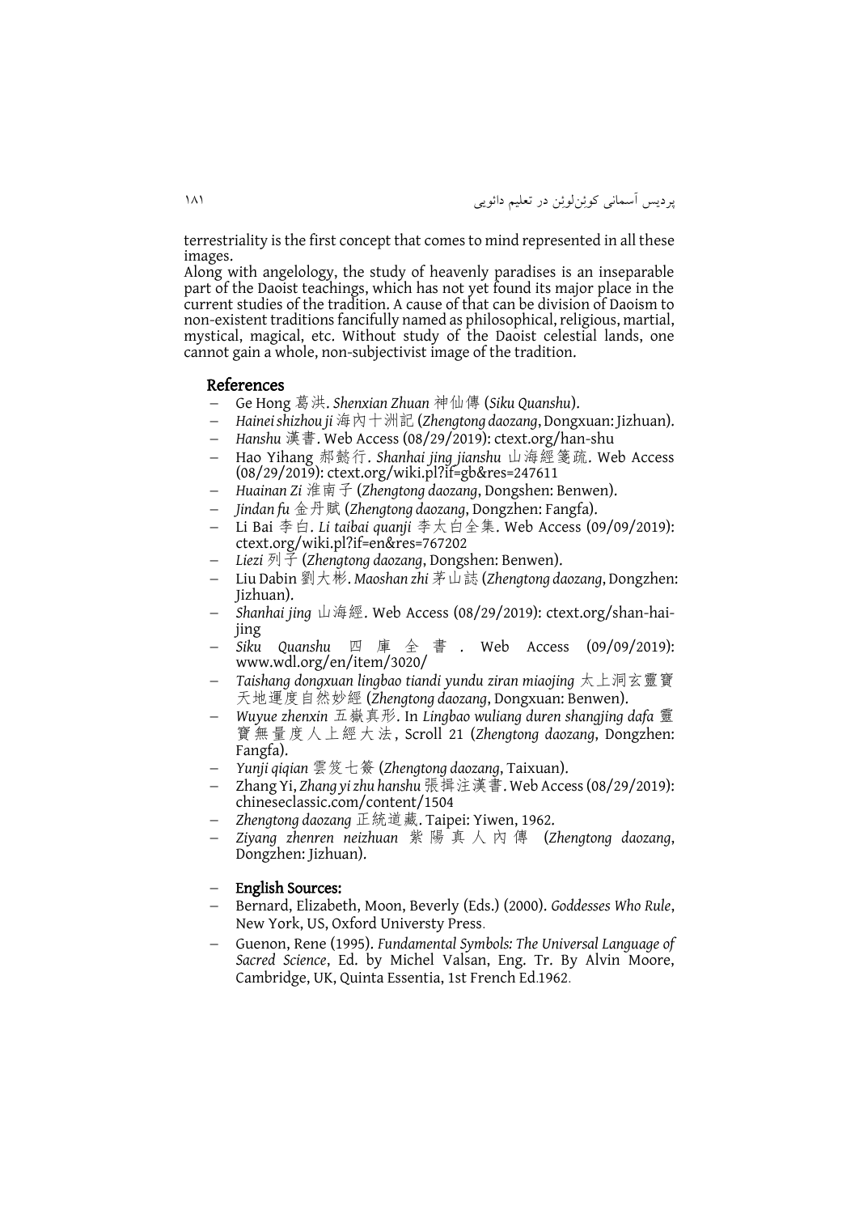terrestriality is the first concept that comes to mind represented in all these images.

Along with angelology, the study of heavenly paradises is an inseparable part of the Daoist teachings, which has not yet found its major place in the current studies of the tradition. A cause of that can be division of Daoism to non-existent traditions fancifully named as philosophical, religious, martial, mystical, magical, etc. Without study of the Daoist celestial lands, one cannot gain a whole, non-subjectivist image of the tradition.

## References

- Ge Hong 葛洪. *Shenxian Zhuan* 神仙傳 (*Siku Quanshu*).
- *Hainei shizhou ji* 海內十洲記 (*Zhengtong daozang*, Dongxuan: Jizhuan).
- *Hanshu* 漢書. Web Access (08/29/2019): ctext.org/han-shu
- Hao Yihang 郝懿行. *Shanhai jing jianshu* 山海經箋疏. Web Access (08/29/2019): ctext.org/wiki.pl?if=gb&res=247611
- *Huainan Zi* 淮南子 (*Zhengtong daozang*, Dongshen: Benwen).
- *Jindan fu* 金丹賦 (*Zhengtong daozang*, Dongzhen: Fangfa).
- Li Bai 李白. *Li taibai quanji* 李太白全集. Web Access (09/09/2019): ctext.org/wiki.pl?if=en&res=767202
- *Liezi* 列子 (*Zhengtong daozang*, Dongshen: Benwen).
- Liu Dabin 劉大彬. *Maoshan zhi* 茅山誌 (*Zhengtong daozang*, Dongzhen: Jizhuan).
- *Shanhai jing* 山海經. Web Access (08/29/2019): ctext.org/shan-hai-jing
- *Siku Quanshu* 四庫全書. Web Access (09/09/2019): www.wdl.org/en/item/3020/
- *Taishang dongxuan lingbao tiandi yundu ziran miaojing* 太上洞玄靈寶天地運度自然妙經 (*Zhengtong daozang*, Dongxuan: Benwen).
- *Wuyue zhenxin* 五嶽真形. In *Lingbao wuliang duren shangjing dafa* 靈寶無量度人上經大法, Scroll 21 (*Zhengtong daozang*, Dongzhen: Fangfa).
- *Yunji qiqian* 雲笈七籤 (*Zhengtong daozang*, Taixuan).
- Zhang Yi, *Zhang yi zhu hanshu* 張揖注漢書. Web Access (08/29/2019): chineseclassic.com/content/1504
- *Zhengtong daozang* 正統道藏. Taipei: Yiwen, 1962.
- *Ziyang zhenren neizhuan* 紫陽真人內傳 (*Zhengtong daozang*, Dongzhen: Jizhuan).

- **English Sources:**
- Bernard, Elizabeth, Moon, Beverly (Eds.) (2000). *Goddesses Who Rule*, New York, US, Oxford Universty Press.
- Guenon, Rene (1995). *Fundamental Symbols: The Universal Language of Sacred Science*, Ed. by Michel Valsan, Eng. Tr. By Alvin Moore, Cambridge, UK, Quinta Essentia, 1st French Ed.1962.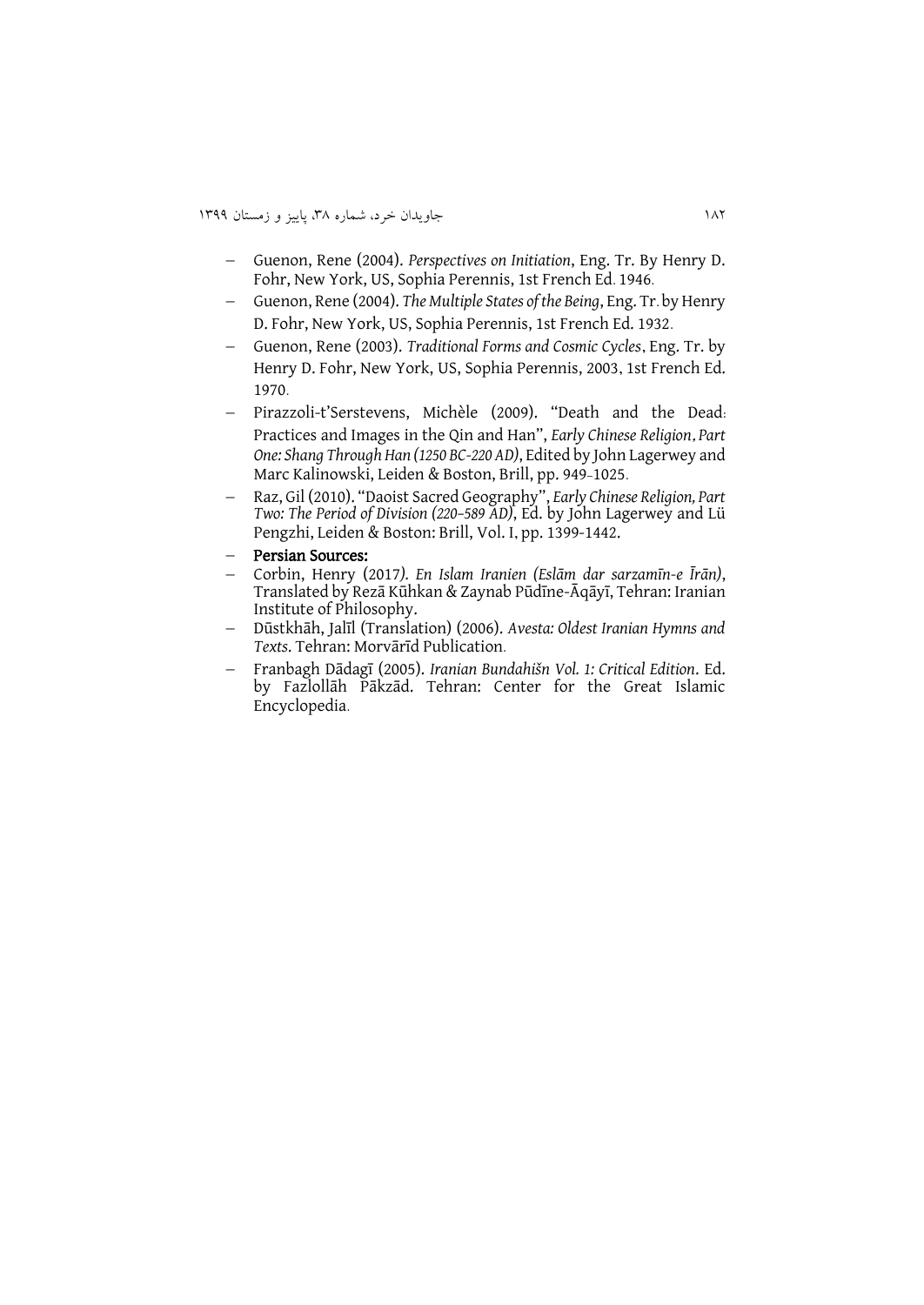- Guenon, Rene (2004). *Perspectives on Initiation*, Eng. Tr. By Henry D. Fohr, New York, US, Sophia Perennis, 1st French Ed. 1946.
- Guenon, Rene (2004). *The Multiple States of the Being*, Eng. Tr. by Henry D. Fohr, New York, US, Sophia Perennis, 1st French Ed. 1932.
- Guenon, Rene (2003). *Traditional Forms and Cosmic Cycles*, Eng. Tr. by Henry D. Fohr, New York, US, Sophia Perennis, 2003, 1st French Ed. 1970.
- Pirazzoli-t'Serstevens, Michèle (2009). "Death and the Dead: Practices and Images in the Qin and Han", *Early Chinese Religion*, *Part One: Shang Through Han (1250 BC-220 AD)*, Edited by John Lagerwey and Marc Kalinowski, Leiden & Boston, Brill, pp. 949-1025.
- Raz, Gil (2010). "Daoist Sacred Geography", *Early Chinese Religion, Part Two: The Period of Division (220–589 AD)*, Ed. by John Lagerwey and Lü Pengzhi, Leiden & Boston: Brill, Vol. I, pp. 1399-1442.
- **Persian Sources:**
- Corbin, Henry (2017). *En Islam Iranien (Eslām dar sarzamīn-e Īrān)*, Translated by Rezā Kūhkan & Zaynab Pūdīne-Āqāyī, Tehran: Iranian Institute of Philosophy.
- Dūstkhāh, Jalīl (Translation) (2006). *Avesta: Oldest Iranian Hymns and Texts*. Tehran: Morvārīd Publication.
- Franbagh Dādagī (2005). *Iranian Bundahišn Vol. 1: Critical Edition*. Ed. by Fazlollāh Pākzād. Tehran: Center for the Great Islamic Encyclopedia.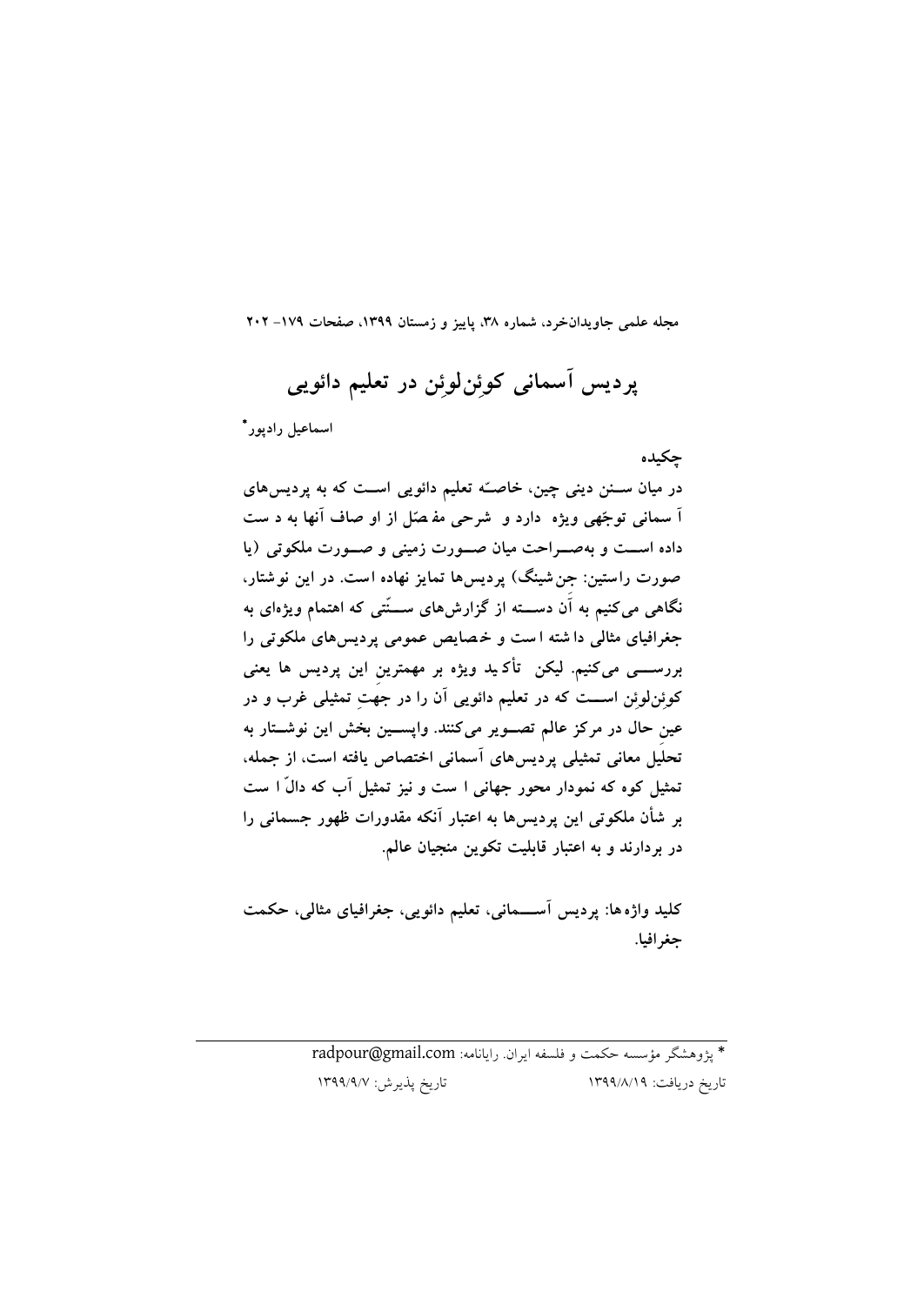# پردیس آسمانی کوئِن‌لوئِن در تعلیم دائویی

اسماعیل رادپور*

**چکیده**

**در میان سنن دینی چین، خاصّه تعلیم دائویی است که به پردیس‌های آسمانی توجّهی ویژه دارد و شرحی مفصّل از اوصاف آنها به دست داده است و به‌صراحت میان صورت زمینی و صورت ملکوتی (یا صورت راستین: جِن‌شینگ) پردیس‌ها تمایز نهاده است. در این نوشتار، نگاهی می‌کنیم به آن دسته از گزارش‌های سنّتی که اهتمام ویژه‌ای به جغرافیای مثالی داشته است و خصایص عمومی پردیس‌های ملکوتی را بررسی می‌کنیم. لیکن تأکید ویژه بر مهمترین این پردیس‌ها یعنی کوئِن‌لوئِن است که در تعلیم دائویی آن را در جهتِ تمثیلی غرب و در عین حال در مرکز عالم تصویر می‌کنند. واپسین بخش این نوشتار به تحلیل معانی تمثیلی پردیس‌های آسمانی اختصاص یافته است، از جمله، تمثیل کوه که نمودار محور جهانی است و نیز تمثیل آب که دالّ است بر شأن ملکوتی این پردیس‌ها به اعتبار آنکه مقدورات ظهور جسمانی را در بردارند و به اعتبار قابلیت تکوین منجیان عالم.**

**کلید واژه‌ها: پردیس آسمانی، تعلیم دائویی، جغرافیای مثالی، حکمت جغرافیا.**

---

* پژوهشگر مؤسسه حکمت و فلسفه ایران. رایانامه: radpour@gmail.com

تاریخ دریافت: ۱۳۹۹/۸/۱۹ &nbsp;&nbsp;&nbsp;&nbsp; تاریخ پذیرش: ۱۳۹۹/۹/۷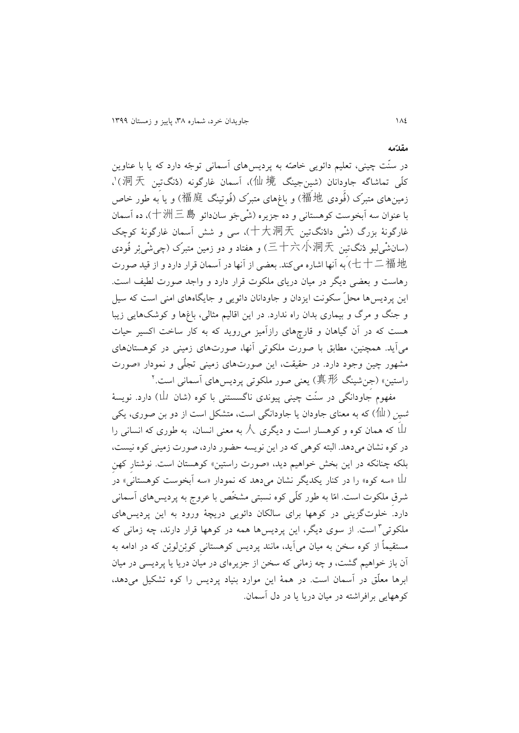## مقدّمه

در سنّت چینی، تعلیم دائویی خاصّه به پردیس‌های آسمانی توجّه دارد که یا با عناوین کلّی تماشاگه جاودانان (شین‌جینگ 仙境)، آسمان غارگونه (دُنگ‌تین 洞天)[1]، زمین‌های متبرّک (فُودی 福地) و باغ‌های متبرّک (فُوتینگ 福庭) و یا به طور خاص با عنوان سه آبخوست کوهستانی و ده جزیره (شْی‌جَو سان‌دائو 十洲三島)، ده آسمان غارگونهٔ بزرگ (شْی دائُنگ‌تین 十大洞天)، سی و شش آسمان غارگونهٔ کوچک (سانشْی‌لیو دُنگ‌تین 三十六小洞天) و هفتاد و دو زمین متبرّک (چی‌شْی‌ئر فُودی 七十二福地) به آنها اشاره می‌کند. بعضی از آنها در آسمان قرار دارد و از قید صورت رهاست و بعضی دیگر در میان دریای ملکوت قرار دارد و واجد صورت لطیف است. این پردیس‌ها محلّ سکونت ایزدان و جاودانان دائویی و جایگاه‌های امنی است که سیل و جنگ و مرگ و بیماری بدان راه ندارد. در این اقالیم مثالی، باغ‌ها و کوشک‌هایی زیبا هست که در آن گیاهان و قارچ‌های رازآمیز می‌روید که به کار ساخت اکسیر حیات می‌آید. همچنین، مطابق با صورت ملکوتی آنها، صورت‌های زمینی در کوهستان‌های مشهور چین وجود دارد. در حقیقت، این صورت‌های زمینی تجلّی و نمودار «صورت راستین» (جن‌شینگ 真形) یعنی صور ملکوتی پردیس‌های آسمانی است.[2]

مفهوم جاودانگی در سنّت چینی پیوندی ناگسستنی با کوه (شان 山) دارد. نویسهٔ *شین* (仙) که به معنای جاودان یا جاودانگی است، متشکل است از دو بن صوری، یکی 山 که همان کوه و کوهسار است و دیگری 人 به معنی انسان، به طوری که انسانی را در کوه نشان می‌دهد. البته کوهی که در این نویسه حضور دارد، صورت زمینی کوه نیست، بلکه چنانکه در این بخش خواهیم دید، «صورت راستین» کوهستان است. نوشتار کهن 山 «سه کوه» را در کنار یکدیگر نشان می‌دهد که نمودار «سه آبخوست کوهستانی» در شرق ملکوت است. امّا به طور کلّی کوه نسبتی مشخّص با عروج به پردیس‌های آسمانی دارد. خلوت‌گزینی در کوهها برای سالکان دائویی دریچهٔ ورود به این پردیس‌های ملکوتی[3] است. از سوی دیگر، این پردیس‌ها همه در کوهها قرار دارند، چه زمانی که مستقیماً از کوه سخن به میان می‌آید، مانند پردیس کوهستانی کوئن‌لوئن که در ادامه به آن باز خواهیم گشت، و چه زمانی که سخن از جزیره‌ای در میان دریا یا پردیسی در میان ابرها معلّق در آسمان است. در همهٔ این موارد بنیاد پردیس را کوه تشکیل می‌دهد، کوههایی برافراشته در میان دریا یا در دل آسمان.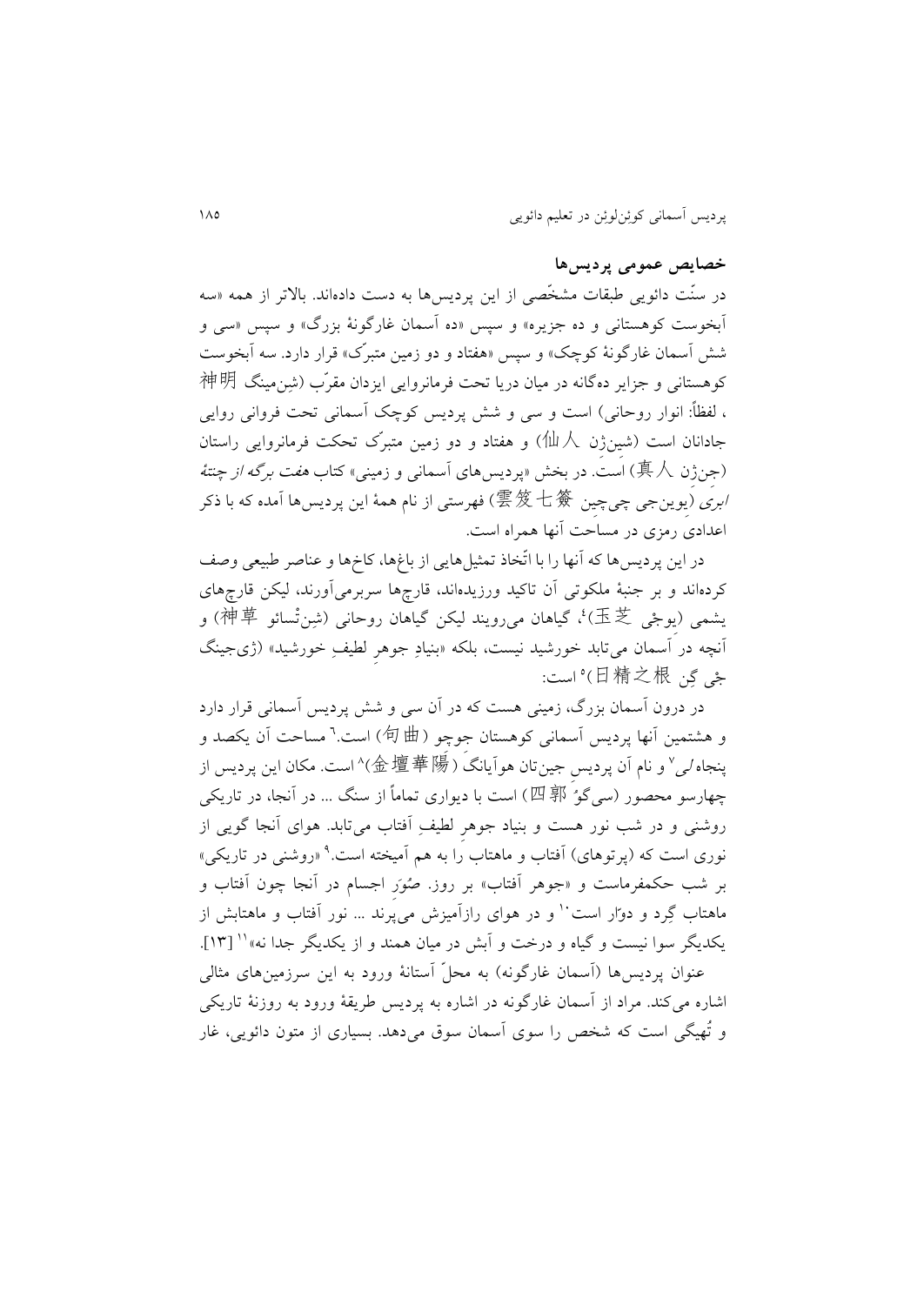## خصایص عمومی پردیس‌ها

در سنّت دائویی طبقات مشخّصی از این پردیس‌ها به دست داده‌اند. بالاتر از همه «سه آبخوست کوهستانی و ده جزیره» و سپس «ده آسمان غارگونهٔ بزرگ» و سپس «سی و شش آسمان غارگونهٔ کوچک» و سپس «هفتاد و دو زمین متبرّک» قرار دارد. سه آبخوست کوهستانی و جزایر ده‌گانه در میان دریا تحت فرمانروایی ایزدان مقرّب (شِن‌مینگ 神明، لفظاً: انوار روحانی) است و سی و شش پردیس کوچک آسمانی تحت فروانی روایی جادانان است (شین‌ژن 仙人) و هفتاد و دو زمین متبرّک تحکت فرمانروایی راستان (جِن‌ژن 真人) است. در بخش «پردیس‌های آسمانی و زمینی» کتاب *هفت برگه از چنتهٔ ابری* (یوین‌جی چی‌چین 雲笈七簽) فهرستی از نام همهٔ این پردیس‌ها آمده که با ذکر اعدادی رمزی در مساحت آنها همراه است.

در این پردیس‌ها که آنها را با اتّخاذ تمثیل‌هایی از باغ‌ها، کاخ‌ها و عناصر طبیعی وصف کرده‌اند و بر جنبهٔ ملکوتی آن تاکید ورزیده‌اند، قارچ‌ها سربرمی‌آورند، لیکن قارچ‌های یشمی (یوجْی 玉芝)[4]، گیاهان می‌رویند لیکن گیاهان روحانی (شِن‌تْسائو 神草) و آنچه در آسمان می‌تابد خورشید نیست، بلکه «بنیادِ جوهرِ لطیفِ خورشید» (ژی‌جینگ جْی گِن 日精之根)[5] است:

در درون آسمان بزرگ، زمینی هست که در آن سی و شش پردیس آسمانی قرار دارد و هشتمین آنها پردیس آسمانی کوهستان جوچو (句曲) است.[6] مساحت آن یکصد و پنجاه *لی*[7] و نام آن پردیس جین‌تان هوآیانگ (金壇華陽)[8] است. مکان این پردیس از چهارسو محصور (سی‌گوُ 四郭) است با دیواری تماماً از سنگ ... در آنجا، در تاریکی روشنی و در شب نور هست و بنیاد جوهر لطیفِ آفتاب می‌تابد. هوای آنجا گویی از نوری است که (پرتوهای) آفتاب و ماهتاب را به هم آمیخته است.[9] «روشنی در تاریکی» بر شب حکمفرماست و «جوهر آفتاب» بر روز. صُوَرِ اجسام در آنجا چون آفتاب و ماهتاب گِرد و دوّار است[10] و در هوای رازآمیزش می‌پرند ... نور آفتاب و ماهتابش از یکدیگر سوا نیست و گیاه و درخت و آبش در میان همند و از یکدیگر جدا نه»[11] [۱۳].

عنوان پردیس‌ها (آسمان غارگونه) به محلّ آستانهٔ ورود به این سرزمین‌های مثالی اشاره می‌کند. مراد از آسمان غارگونه در اشاره به پردیس طریقهٔ ورود به روزنهٔ تاریکی و تُهیگی است که شخص را سوی آسمان سوق می‌دهد. بسیاری از متون دائویی، غار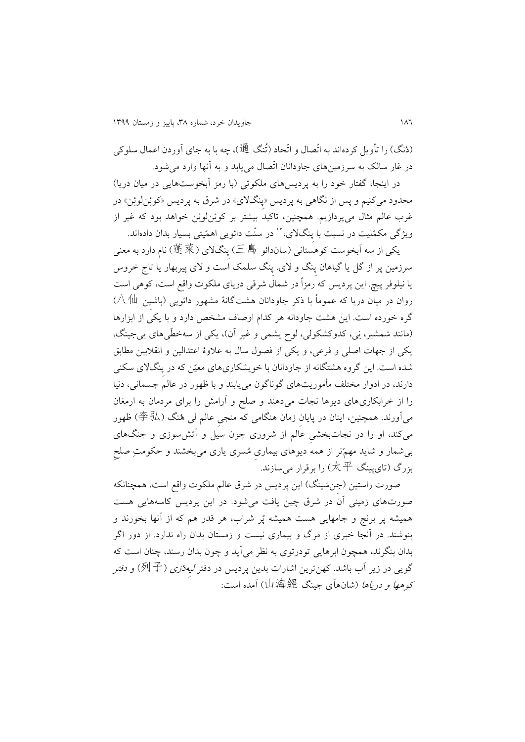(دُئُگ) را تأویل کرده‌اند به اتّصال و اتّحاد (تُنگ 通)، چه با به جای آوردن اعمال سلوکی در غار سالک به سرزمین‌های جاودانان اتّصال می‌یابد و به آنها وارد می‌شود.

در اینجا، گفتار خود را به پردیس‌های ملکوتی (با رمز آبخوست‌هایی در میان دریا) محدود می‌کنیم و پس از نگاهی به پردیس «پِنگ‌لای» در شرق به پردیس «کوئِن‌لوئِن» در غرب عالم مثال می‌پردازیم. همچنین، تاکید بیشتر بر کوئِن‌لوئِن خواهد بود که غیر از ویژگی مکمّلیت در نسبت با پنگ‌لای،[۱۲] در سنّت دائویی اهمّیتی بسیار بدان داده‌اند.

یکی از سه آبخوست کوهستانی (سان‌دائو 三島) پنگ‌لای (蓬萊) نام دارد به معنی سرزمین پر از گل یا گیاهان پنگ و لای. پنگ سلمک است و لای پیربهار یا تاج خروس یا نیلوفر پیچ. این پردیس که رمزاً در شمال شرقی دریای ملکوت واقع است، کوهی است روان در میان دریا که عموماً با ذکر جاودانان هشت‌گانهٔ مشهور دائویی (باشین 八仙) گره خورده است. این هشت جاودانه هر کدام اوصاف مشخص دارد و با یکی از ابزارها (مانند شمشیر، نی، کدوکشکولی، لوح یشمی و غیر آن)، یکی از سه‌خطّی‌های یی‌جینگ، یکی از جهات اصلی و فرعی، و یکی از فصول سال به علاوهٔ اعتدالین و انقلابین مطابق شده است. این گروه هشتگانه از جاودانان با خویشکاری‌های معیّن که در پنگ‌لای سکنی دارند، در ادوار مختلف مأموریت‌های گوناگون می‌یابند و با ظهور در عالم جسمانی، دنیا را از خرابکاری‌های دیوها نجات می‌دهند و صلح و آرامش را برای مردمان به ارمغان می‌آورند. همچنین، اینان در پایان زمان هنگامی که منجی عالم لی هُنگ (李弘) ظهور می‌کند، او را در نجات‌بخشی عالم از شروری چون سیل و آتش‌سوزی و جنگ‌های بی‌شمار و شاید مهم‌تر از همه دیوهای بیماری مُسری یاری می‌بخشند و حکومتِ صلحِ بزرگ (تای‌پینگ 太平) را برقرار می‌سازند.

صورت راستین (جِن‌شینگ) این پردیس در شرق عالم ملکوت واقع است، همچنانکه صورت‌های زمینی آن در شرق چین یافت می‌شود. در این پردیس کاسه‌هایی هست همیشه پر برنج و جامهایی هست همیشه پُر شراب، هر قدر هم که از آنها بخورند و بنوشند. در آنجا خبری از مرگ و بیماری نیست و زمستان بدان راه ندارد. از دور اگر بدان بنگرند، همچون ابرهایی تودرتوی به نظر می‌آید و چون بدان رسند، چنان است که گویی در زیر آب باشد. کهن‌ترین اشارات بدین پردیس در دفتر *لیه‌دْزی* (列子) و دفتر *کوهها و دریاها* (شان‌هاَی جینگ 山海經) آمده است: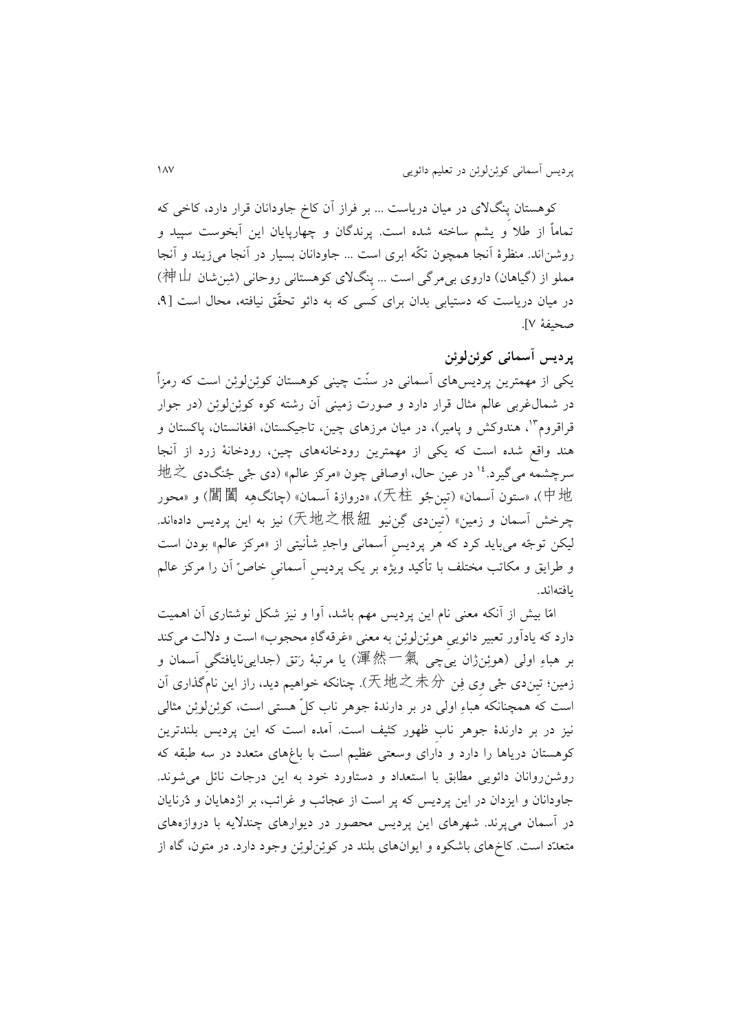کوهستان پِنگ‌لای در میان دریاست ... بر فراز آن کاخ جاودانان قرار دارد، کاخی که تماماً از طلا و یشم ساخته شده است. پرندگان و چهارپایان این آبخوست سپید و روشن‌اند. منظرهٔ آنجا همچون تکّه ابری است ... جاودانان بسیار در آنجا می‌زیند و آنجا مملو از (گیاهان) داروی بی‌مرگی است ... پِنگ‌لای کوهستانی روحانی (شِن‌شان 神山) در میان دریاست که دستیابی بدان برای کسی که به دائو تحقّق نیافته، محال است [۹، صحیفهٔ ۷].

## پردیس آسمانی کوئِن‌لوئِن

یکی از مهمترین پردیس‌های آسمانی در سنّت چینی کوهستان کوئِن‌لوئِن است که رمزاً در شمال‌غربی عالم مثال قرار دارد و صورت زمینی آن رشته کوه کوئِن‌لوئِن (در جوار قراقروم[۱۳]، هندوکش و پامیر)، در میان مرزهای چین، تاجیکستان، افغانستان، پاکستان و هند واقع شده است که یکی از مهمترین رودخانه‌های چین، رودخانهٔ زرد از آنجا سرچشمه می‌گیرد.[۱۴] در عین حال، اوصافی چون «مرکز عالم» (دی جْی جُنگ‌دی 地之中地)، «ستون آسمان» (تین‌جُو 天柱)، «دروازهٔ آسمان» (چانگ‌هِه 閶闔) و «محور چرخش آسمان و زمین» (تین‌دی گِن‌نیو 天地之根紐) نیز به این پردیس داده‌اند. لیکن توجّه می‌باید کرد که هر پردیس آسمانی واجدِ شأنیتی از «مرکز عالم» بودن است و طرایق و مکاتب مختلف با تأکید ویژه بر یک پردیسِ آسمانیِ خاصّ آن را مرکز عالم یافته‌اند.

امّا بیش از آنکه معنی نام این پردیس مهم باشد، آوا و نیز شکل نوشتاری آن اهمیت دارد که یادآور تعبیر دائوییِ هوئِن‌لوئِن به معنی «غرقه‌گاهِ محجوب» است و دلالت می‌کند بر هباءِ اولی (هوئِن‌ژان یی‌چی 渾然一氣) یا مرتبهٔ رَتق (جدایی‌نایافتگیِ آسمان و زمین؛ تین‌دی جْی وِی فِن 天地之未分). چنانکه خواهیم دید، راز این نام‌گذاری آن است که همچنانکه هباءِ اولی در بر دارندهٔ جوهر ناب کلّ هستی است، کوئِن‌لوئِن مثالی نیز در بر دارندهٔ جوهر نابِ ظهور کثیف است. آمده است که این پردیس بلندترین کوهستان دریاها را دارد و دارای وسعتی عظیم است با باغ‌های متعدد در سه طبقه که روشن‌روانان دائویی مطابق با استعداد و دستاورد خود به این درجات نائل می‌شوند. جاودانان و ایزدان در این پردیس که پر است از عجائب و غرائب، بر اژدهایان و دُرنایان در آسمان می‌پرند. شهرهای این پردیس محصور در دیوارهای چندلایه با دروازه‌های متعدّد است. کاخ‌های باشکوه و ایوان‌های بلند در کوئِن‌لوئِن وجود دارد. در متون، گاه از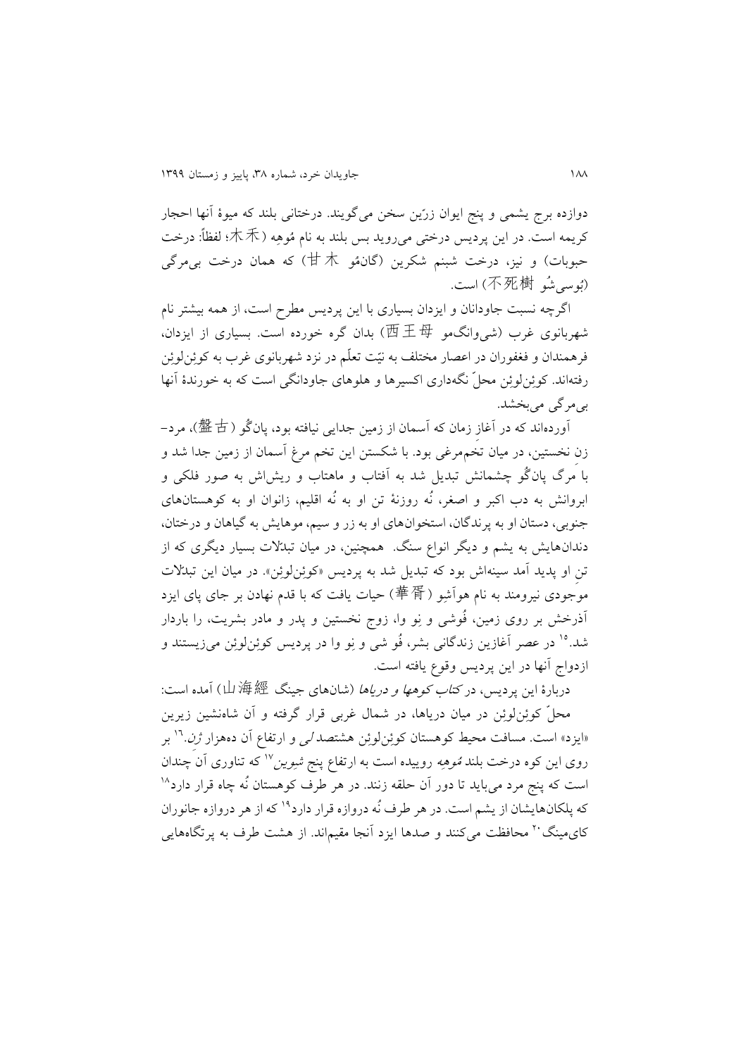دوازده برج یشمی و پنج ایوان زرّین سخن می‌گویند. درختانی بلند که میوۀ آنها احجار کریمه است. در این پردیس درختی می‌روید بس بلند به نام مُوهِه (木禾؛ لفظاً: درخت حبوبات) و نیز، درخت شبنم شکرین (گانمُو 甘木) که همان درخت بی‌مرگی (بُوسی‌شُو 不死樹) است.

اگرچه نسبت جاودانان و ایزدان بسیاری با این پردیس مطرح است، از همه بیشتر نام شهربانوی غرب (شی‌وانگمو 西王母) بدان گره خورده است. بسیاری از ایزدان، فرهمندان و فغفوران در اعصار مختلف به نیّت تعلّم در نزد شهربانوی غرب به کوئِن‌لوئِن رفته‌اند. کوئِن‌لوئِن محلّ نگه‌داری اکسیرها و هلوهای جاودانگی است که به خورندۀ آنها بی‌مرگی می‌بخشد.

آورده‌اند که در آغاز زمان که آسمان از زمین جدایی نیافته بود، پانگُو (盤古)، مرد–زنِ نخستین، در میان تخم‌مرغی بود. با شکستن این تخم مرغ آسمان از زمین جدا شد و با مرگ پانگُو چشمانش تبدیل شد به آفتاب و ماهتاب و ریش‌اش به صور فلکی و ابروانش به دب اکبر و اصغر، نُه روزنۀ تن او به نُه اقلیم، زانوان او به کوهستان‌های جنوبی، دستان او به پرندگان، استخوان‌های او به زر و سیم، موهایش به گیاهان و درختان، دندان‌هایش به یشم و دیگر انواع سنگ. همچنین، در میان تبدّلات بسیار دیگری که از تنِ او پدید آمد سینه‌اش بود که تبدیل شد به پردیس «کوئِن‌لوئِن». در میان این تبدّلات موجودی نیرومند به نام هوآشِو (華胥) حیات یافت که با قدم نهادن بر جای پای ایزد آذرخش بر روی زمین، فُوشی و نِو وا، زوج نخستین و پدر و مادر بشریت، را باردار شد.[15] در عصر آغازین زندگانی بشر، فُو شی و نِو وا در پردیس کوئِن‌لوئِن می‌زیستند و ازدواج آنها در این پردیس وقوع یافته است.

دربارۀ این پردیس، در *کتاب کوهها و دریاها* (شان‌های جینگ 山海經) آمده است:

محلّ کوئِن‌لوئِن در میان دریاها، در شمال غربی قرار گرفته و آن شاه‌نشین زیرین «ایزد» است. مسافت محیط کوهستان کوئِن‌لوئِن هشتصد *لی* و ارتفاع آن ده‌هزار *ژن*.[16] بر روی این کوه درخت بلند *مُوهِه* روییده است به ارتفاع پنج *شِوین*[17] که تناوری آن چندان است که پنج مرد می‌باید تا دور آن حلقه زنند. در هر طرف کوهستان نُه چاه قرار دارد[18] که پلکان‌هایشان از یشم است. در هر طرف نُه دروازه قرار دارد[19] که از هر دروازه جانوران کای‌مینگ[20] محافظت می‌کنند و صدها ایزد آنجا مقیم‌اند. از هشت طرف به پرتگاه‌هایی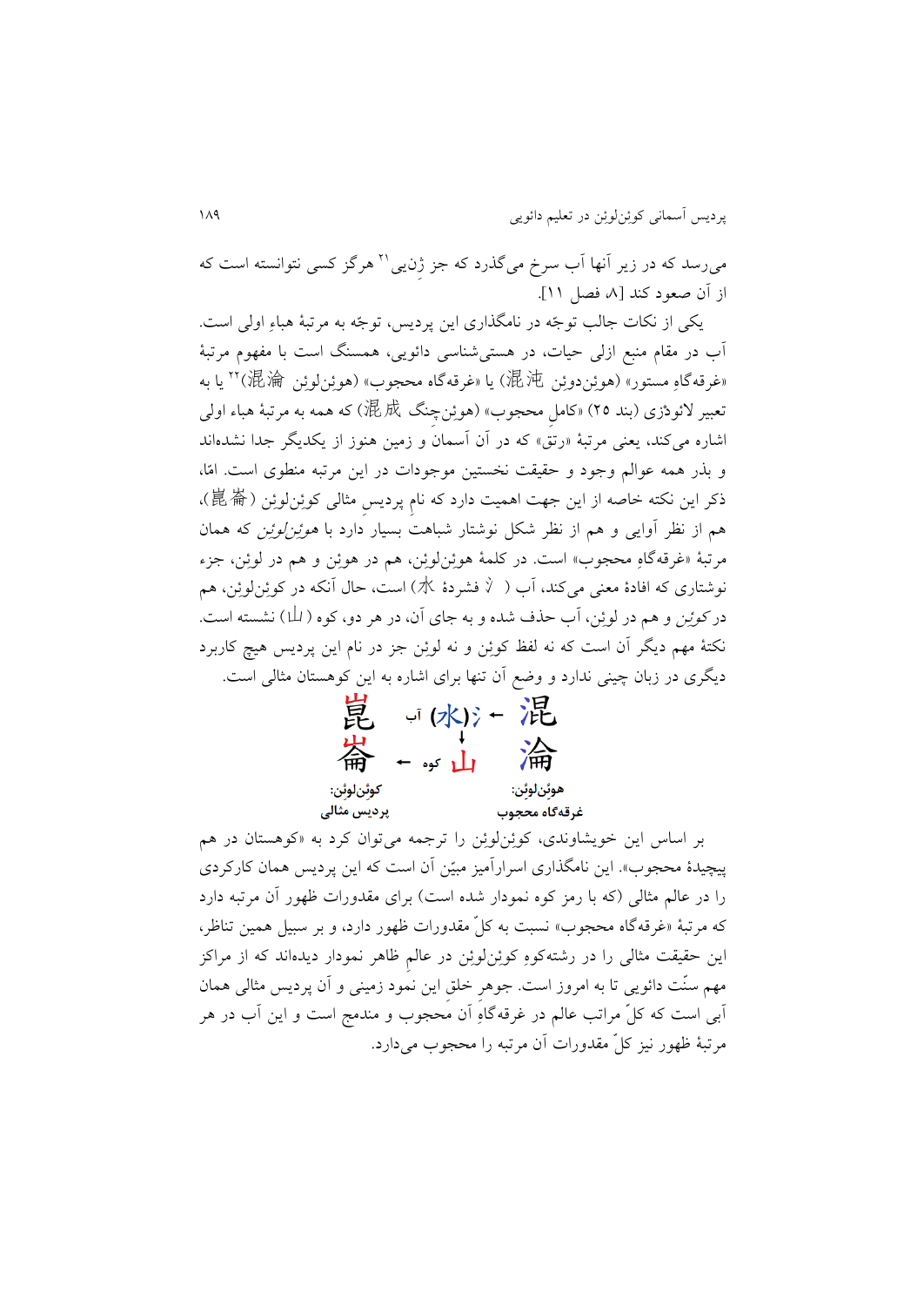می‌رسد که در زیر آنها آب سرخ می‌گذرد که جز ژِن‌یی[21] هرگز کسی نتوانسته است که از آن صعود کند [۸، فصل ۱۱].

یکی از نکات جالب توجّه در نامگذاری این پردیس، توجّه به مرتبهٔ هباءِ اولی است. آب در مقام منبع ازلی حیات، در هستی‌شناسی دائویی، همسنگ است با مفهوم مرتبهٔ «غرقه‌گاهِ مستور» (هوئِن‌دوئِن 混沌) یا «غرقه‌گاه محجوب» (هوئِن‌لوئِن 混淪)[22] یا به تعبیر لائوذِری (بند ۲۵) «کاملِ محجوب» (هوئِن‌چِنگ 混成) که همه به مرتبهٔ هباء اولی اشاره می‌کند، یعنی مرتبهٔ «رتق» که در آن آسمان و زمین هنوز از یکدیگر جدا نشده‌اند و بذر همه عوالم وجود و حقیقت نخستین موجودات در این مرتبه منطوی است. امّا، ذکر این نکته خاصه از این جهت اهمیت دارد که نامِ پردیسِ مثالی کوئِن‌لوئِن (崑崙)، هم از نظر آوایی و هم از نظر شکل نوشتار شباهت بسیار دارد با *هوئِن‌لوئِن* که همان مرتبهٔ «غرقه‌گاهِ محجوب» است. در کلمهٔ هوئِن‌لوئِن، هم در هوئِن و هم در لوئِن، جزء نوشتاری که افادهٔ معنی می‌کند، آب ( 氵 فشردهٔ 水) است، حال آنکه در کوئِن‌لوئِن، هم در *کوئِن* و هم در لوئِن، آب حذف شده و به جای آن، در هر دو، کوه (山) نشسته است. نکتهٔ مهم دیگر آن است که نه لفظ کوئِن و نه لوئِن جز در نام این پردیس هیچ کاربرد دیگری در زبان چینی ندارد و وضع آن تنها برای اشاره به این کوهستان مثالی است.

| کوئِن‌لوئِن: پردیس مثالی | | | هوئِن‌لوئِن: غرقه‌گاه محجوب |
|---|---|---|---|
| 崑 | آب (水)氵 ← | | 混 |
| 崙 | ← کوه 山 | | 淪 |

بر اساس این خویشاوندی، کوئِن‌لوئِن را ترجمه می‌توان کرد به «کوهستان در هم پیچیدهٔ محجوب». این نامگذاری اسرارآمیز مبیّن آن است که این پردیس همان کارکردی را در عالم مثالی (که با رمز کوه نمودار شده است) برای مقدورات ظهور آن مرتبه دارد که مرتبهٔ «غرقه‌گاه محجوب» نسبت به کلّ مقدورات ظهور دارد، و بر سبیل همین تناظر، این حقیقت مثالی را در رشته‌کوهِ کوئِن‌لوئِن در عالمِ ظاهر نمودار دیده‌اند که از مراکز مهم سنّت دائویی تا به امروز است. جوهرِ خلقِ این نمود زمینی و آن پردیس مثالی همان آبی است که کلّ مراتب عالم در غرقه‌گاهِ آن محجوب و مندمج است و این آب در هر مرتبهٔ ظهور نیز کلّ مقدورات آن مرتبه را محجوب می‌دارد.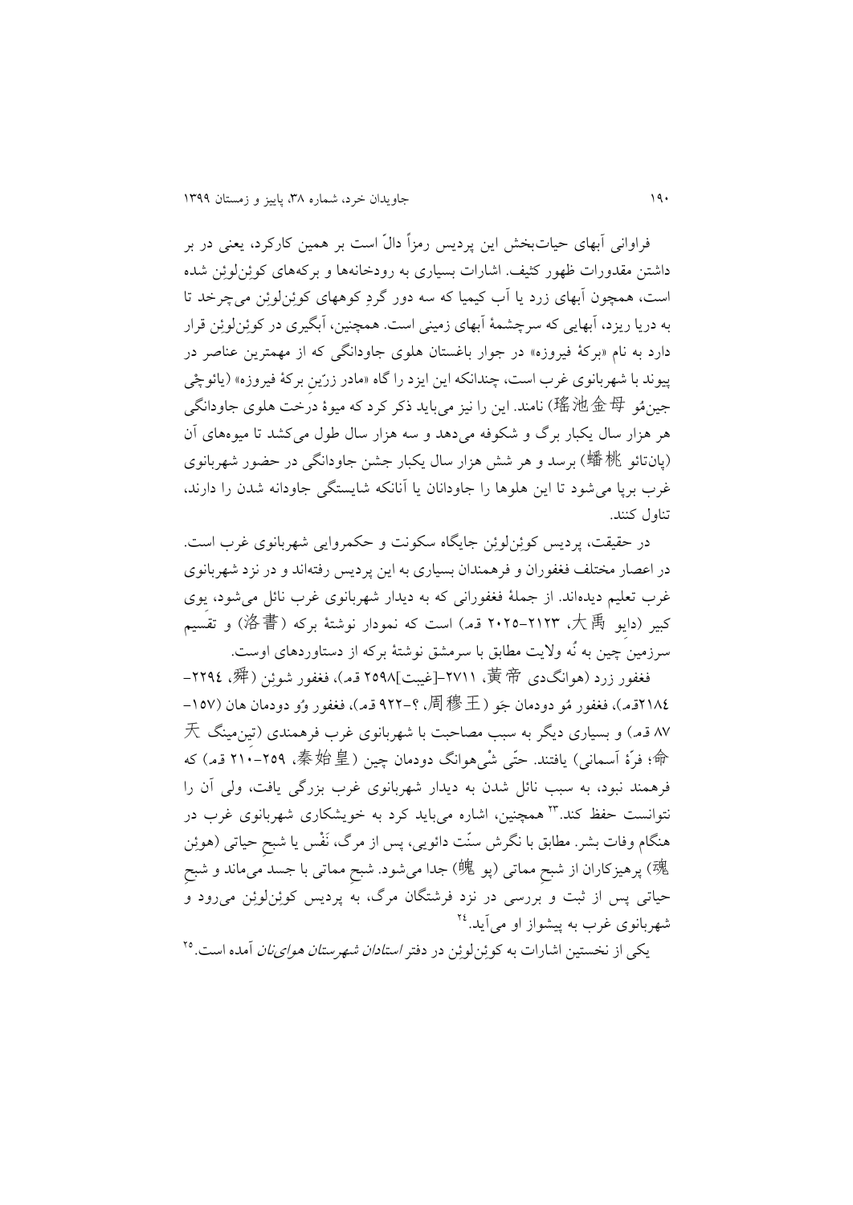فراوانی آبهای حیات‌بخش این پردیس رمزاً دالّ است بر همین کارکرد، یعنی در بر داشتن مقدورات ظهور کثیف. اشارات بسیاری به رودخانه‌ها و برکه‌های کوئِن‌لوئِن شده است، همچون آبهای زرد یا آب کیمیا که سه دور گردِ کوههای کوئِن‌لوئِن می‌چرخد تا به دریا ریزد، آبهایی که سرچشمهٔ آبهای زمینی است. همچنین، آبگیری در کوئِن‌لوئِن قرار دارد به نام «برکهٔ فیروزه» در جوار باغستان هلوی جاودانگی که از مهمترین عناصر در پیوند با شهربانوی غرب است، چندانکه این ایزد را گاه «مادر زرّینِ برکهٔ فیروزه» (یائوچِی جین‌مُو 瑤池金母) نامند. این را نیز می‌باید ذکر کرد که میوهٔ درخت هلوی جاودانگی هر هزار سال یکبار برگ و شکوفه می‌دهد و سه هزار سال طول می‌کشد تا میوه‌های آن (پان‌تائو 蟠桃) برسد و هر شش هزار سال یکبار جشن جاودانگی در حضور شهربانوی غرب برپا می‌شود تا این هلوها را جاودانان یا آنانکه شایستگی جاودانه شدن را دارند، تناول کنند.

در حقیقت، پردیس کوئِن‌لوئِن جایگاه سکونت و حکمروایی شهربانوی غرب است. در اعصار مختلف فغفوران و فرهمندان بسیاری به این پردیس رفته‌اند و در نزد شهربانوی غرب تعلیم دیده‌اند. از جملهٔ فغفورانی که به دیدار شهربانوی غرب نائل می‌شود، یوی کبیر (دایو 大禹، ۲۱۲۳–۲۰۲۵ ق‌م) است که نمودار نوشتهٔ برکه (洛書) و تقسیم سرزمین چین به نُه ولایت مطابق با سرمشق نوشتهٔ برکه از دستاوردهای اوست.

فغفور زرد (هوانگ‌دی 黃帝، ۲۷۱۱–[غیبت]۲۵۹۸ ق‌م)، فغفور شوئِن (舜، ۲۲۹۴–۲۱۸۴ق‌م)، فغفور مُو دودمان جَو (周穆王، ؟–۹۲۲ ق‌م)، فغفور وُو دودمان هان (۱۵۷–۸۷ ق‌م) و بسیاری دیگر به سبب مصاحبت با شهربانوی غرب فرهمندی (تین‌مینگ 天命؛ فرّهٔ آسمانی) یافتند. حتّی شْی‌هوانگ دودمان چین (秦始皇، ۲۵۹–۲۱۰ ق‌م) که فرهمند نبود، به سبب نائل شدن به دیدار شهربانوی غرب بزرگی یافت، ولی آن را نتوانست حفظ کند.[۲۳] همچنین، اشاره می‌باید کرد به خویشکاری شهربانوی غرب در هنگام وفات بشر. مطابق با نگرش سنّت دائویی، پس از مرگ، نَفْس یا شبحِ حیاتی (هوئِن 魂) پرهیزکاران از شبحِ مماتی (پو 魄) جدا می‌شود. شبحِ مماتی با جسد می‌ماند و شبحِ حیاتی پس از ثبت و بررسی در نزد فرشتگان مرگ، به پردیس کوئِن‌لوئِن می‌رود و شهربانوی غرب به پیشواز او می‌آید.[۲۴]

یکی از نخستین اشارات به کوئِن‌لوئِن در دفتر *استادان شهرستان هوای‌نان* آمده است.[۲۵]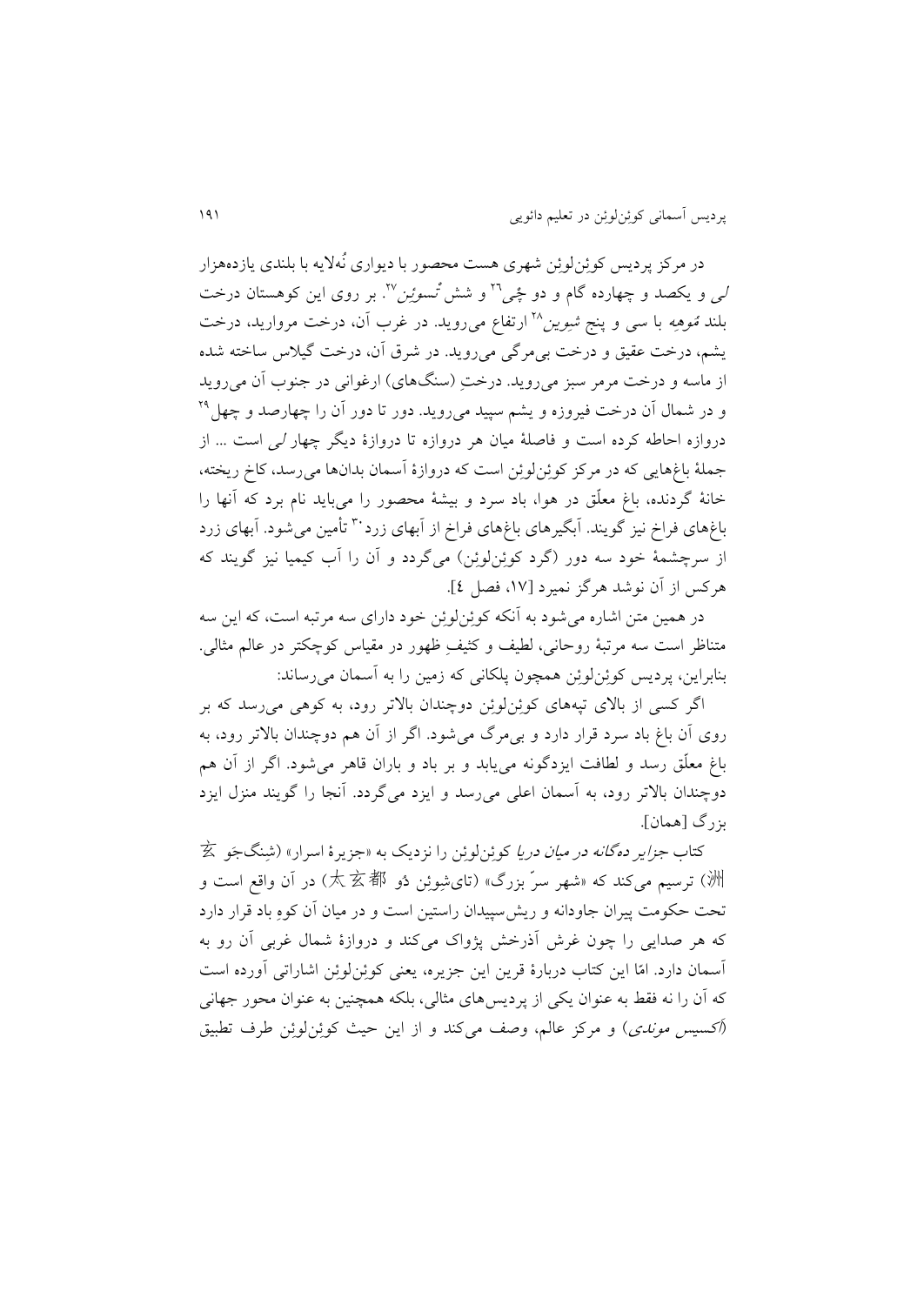در مرکز پردیس کوئِن‌لوئِن شهری هست محصور با دیواری نُه‌لایه با بلندی یازده‌هزار *لی* و یکصد و چهارده گام و دو *چِی*[26] و شش *تْسوئِن*[27]. بر روی این کوهستان درخت بلند *مُوهِهِ* با سی و پنج *شِوِین*[28] ارتفاع می‌روید. در غرب آن، درخت مروارید، درخت یشم، درخت عقیق و درخت بی‌مرگی می‌روید. در شرق آن، درخت گیلاس ساخته شده از ماسه و درخت مرمر سبز می‌روید. درختِ (سنگ‌های) ارغوانی در جنوب آن می‌روید و در شمال آن درخت فیروزه و یشم سپید می‌روید. دور تا دور آن را چهارصد و چهل[29] دروازه احاطه کرده است و فاصلهٔ میان هر دروازه تا دروازهٔ دیگر چهار *لی* است ... از جملهٔ باغ‌هایی که در مرکز کوئِن‌لوئِن است که دروازهٔ آسمان بدان‌ها می‌رسد، کاخ ریخته، خانهٔ گردنده، باغ معلّق در هوا، باد سرد و بیشهٔ محصور را می‌باید نام برد که آنها را باغ‌های فراخ نیز گویند. آبگیرهای باغ‌های فراخ از آبهای زرد[30] تأمین می‌شود. آبهای زرد از سرچشمهٔ خود سه دور (گرد کوئِن‌لوئِن) می‌گردد و آن را آب کیمیا نیز گویند که هرکس از آن نوشد هرگز نمیرد [۱۷، فصل ٤].

در همین متن اشاره می‌شود به آنکه کوئِن‌لوئِن خود دارای سه مرتبه است، که این سه متناظر است سه مرتبهٔ روحانی، لطیف و کثیفِ ظهور در مقیاس کوچکتر در عالم مثالی. بنابراین، پردیس کوئِن‌لوئِن همچون پلکانی که زمین را به آسمان می‌رساند:

اگر کسی از بالای تپه‌های کوئِن‌لوئِن دوچندان بالاتر رود، به کوهی می‌رسد که بر روی آن باغ باد سرد قرار دارد و بی‌مرگ می‌شود. اگر از آن هم دوچندان بالاتر رود، به باغ معلّق رسد و لطافت ایزدگونه می‌یابد و بر باد و باران قاهر می‌شود. اگر از آن هم دوچندان بالاتر رود، به آسمان اعلی می‌رسد و ایزد می‌گردد. آنجا را گویند منزل ایزد بزرگ [همان].

کتاب *جزایر ده‌گانه در میان دریا* کوئِن‌لوئِن را نزدیک به «جزیرهٔ اسرار» (شِنگ‌جَو 玄洲) ترسیم می‌کند که «شهر سرّ بزرگ» (تایِ‌شوئِن دُو 太玄都) در آن واقع است و تحت حکومت پیران جاودانه و ریش‌سپیدان راستین است و در میان آن کوهِ باد قرار دارد که هر صدایی را چون غرش آذرخش پژواک می‌کند و دروازهٔ شمال غربی آن رو به آسمان دارد. امّا این کتاب دربارهٔ قرین این جزیره، یعنی کوئِن‌لوئِن اشاراتی آورده است که آن را نه فقط به عنوان یکی از پردیس‌های مثالی، بلکه همچنین به عنوان محور جهانی (*آکسیس موندی*) و مرکز عالم، وصف می‌کند و از این حیث کوئِن‌لوئِن طرف تطبیق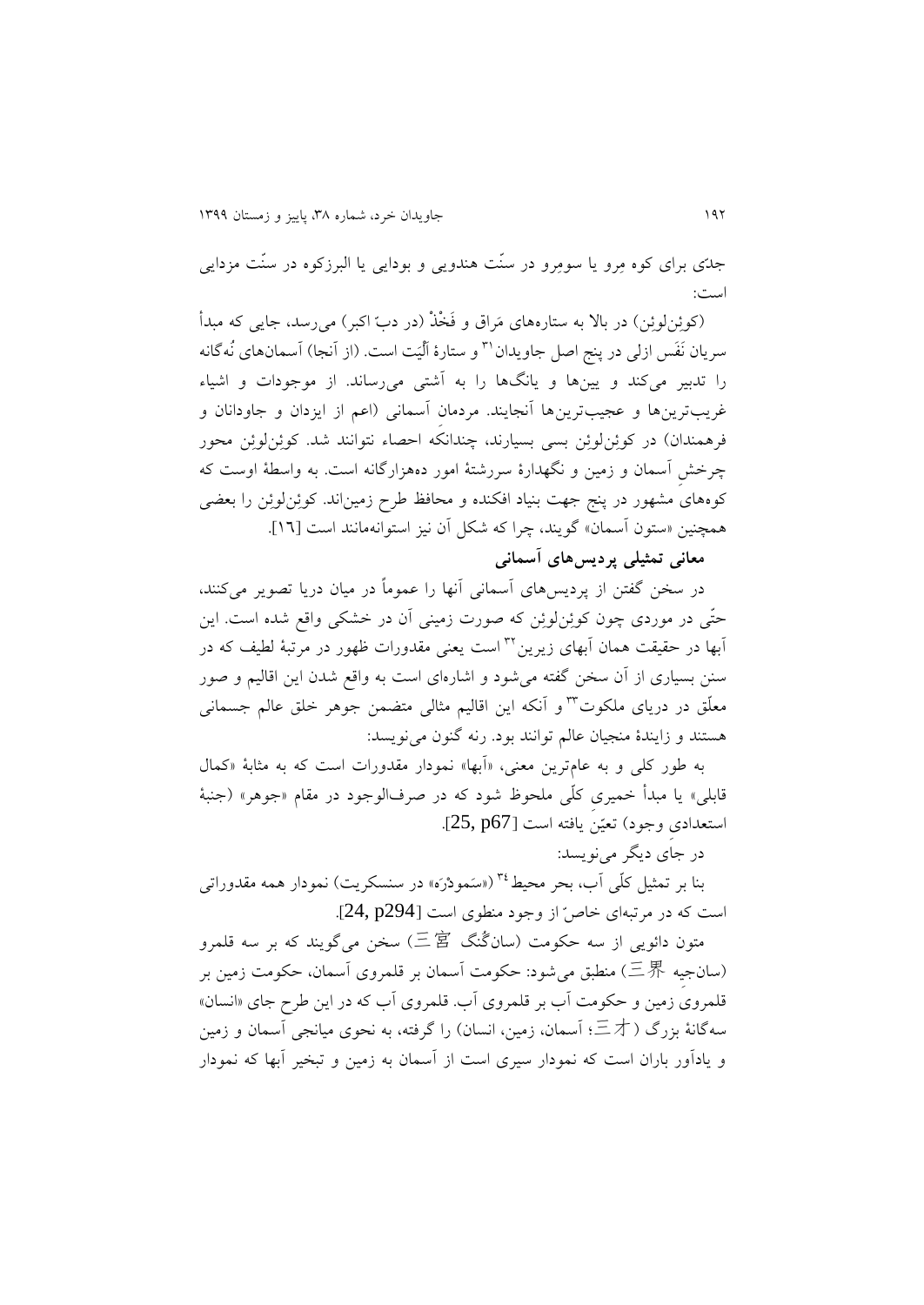جدّی برای کوه مِرو یا سومِرو در سنّت هندویی و بودایی یا البرزکوه در سنّت مزدایی است:

(کوئِن‌لوئِن) در بالا به ستاره‌های مَراق و فَخْذْ (در دبّ اکبر) می‌رسد، جایی که مبدأ سریان نَفَس ازلی در پنج اصل جاویدان[31] و ستارهٔ اَلْیَت است. (از آنجا) آسمان‌های نُه‌گانه را تدبیر می‌کند و یین‌ها و یانگ‌ها را به آشتی می‌رساند. از موجودات و اشیاء غریب‌ترین‌ها و عجیب‌ترین‌ها آنجایند. مردمانِ آسمانی (اعم از ایزدان و جاودانان و فرهمندان) در کوئِن‌لوئِن بسی بسیارند، چندانکه احصاء نتوانند شد. کوئِن‌لوئِن محور چرخشِ آسمان و زمین و نگهدارهٔ سررشتهٔ امور ده‌هزارگانه است. به واسطهٔ اوست که کوه‌های مشهور در پنج جهت بنیاد افکنده و محافظ طرح زمین‌اند. کوئِن‌لوئِن را بعضی همچنین «ستون آسمان» گویند، چرا که شکل آن نیز استوانه‌مانند است [١٦].

### معانی تمثیلی پردیس‌های آسمانی

در سخن گفتن از پردیس‌های آسمانی آنها را عموماً در میان دریا تصویر می‌کنند، حتّی در موردی چون کوئِن‌لوئِن که صورت زمینی آن در خشکی واقع شده است. این آبها در حقیقت همان آبهای زیرین[32] است یعنی مقدورات ظهور در مرتبهٔ لطیف که در سنن بسیاری از آن سخن گفته می‌شود و اشاره‌ای است به واقع شدن این اقالیم و صور معلّق در دریای ملکوت[33] و آنکه این اقالیم مثالی متضمن جوهر خلق عالم جسمانی هستند و زایندهٔ منجیان عالم توانند بود. رنه گنون می‌نویسد:

به طور کلی و به عام‌ترین معنی، «آبها» نمودار مقدورات است که به مثابهٔ «کمال قابلی» یا مبدأ خمیری کلّی ملحوظ شود که در صرف‌الوجود در مقام «جوهر» (جنبهٔ استعدادیِ وجود) تعیّن یافته است [25, p67].

در جایِ دیگر می‌نویسد:

بنا بر تمثیل کلّی آب، بحر محیط[34] («سَمودْرَه» در سنسکریت) نمودار همه مقدوراتی است که در مرتبه‌ای خاصّ از وجود منطوی است [24, p294].

متون دائویی از سه حکومت (سان‌گُنگ 三宮) سخن می‌گویند که بر سه قلمرو (سان‌جیه 三界) منطبق می‌شود: حکومت آسمان بر قلمروی آسمان، حکومت زمین بر قلمروی زمین و حکومت آب بر قلمروی آب. قلمروی آب که در این طرح جای «انسان» سه‌گانهٔ بزرگ (三才؛ آسمان، زمین، انسان) را گرفته، به نحوی میانجی آسمان و زمین و یادآور باران است که نمودار سیری است از آسمان به زمین و تبخیر آبها که نمودار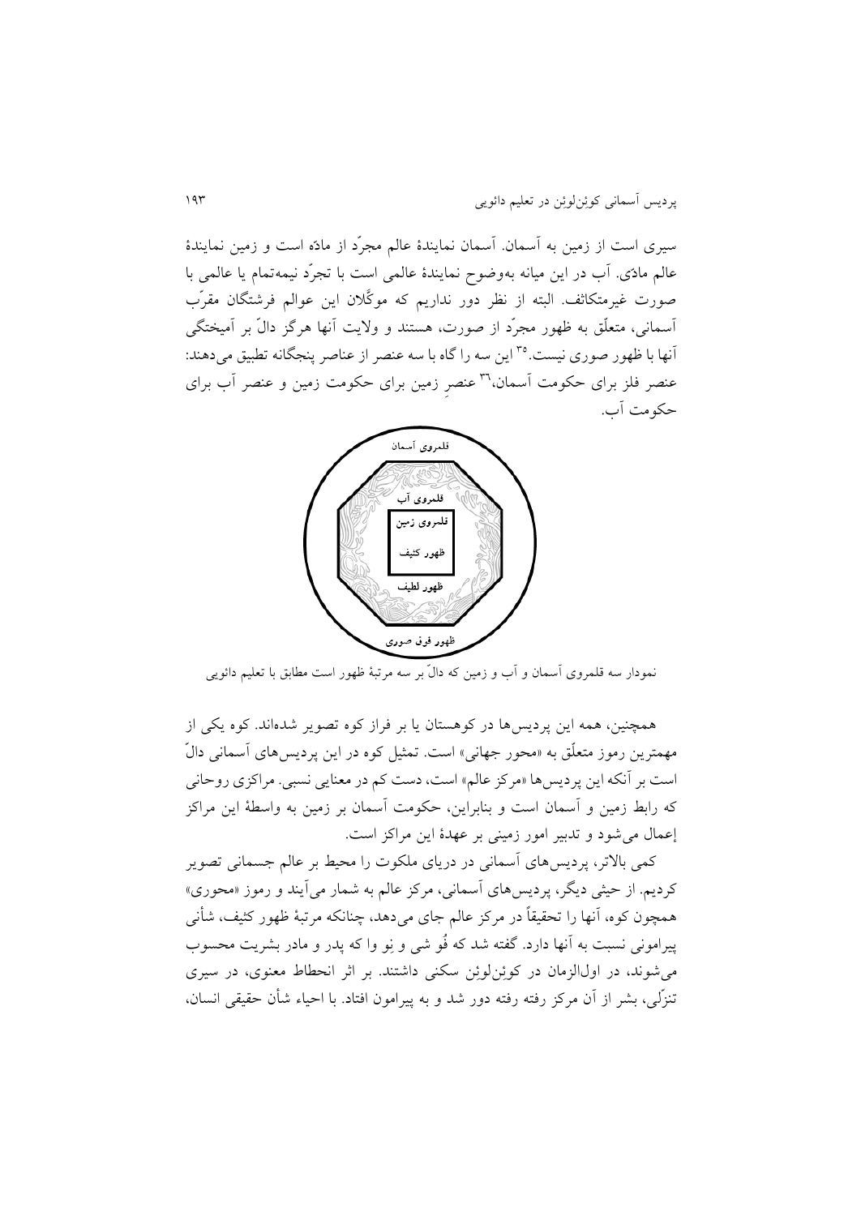سیری است از زمین به آسمان. آسمان نمایندۀ عالم مجرّد از مادّه است و زمین نمایندۀ عالم مادّی. آب در این میانه به‌وضوح نمایندۀ عالمی است با تجرّد نیمه‌تمام یا عالمی با صورت غیرمتکاثف. البته از نظر دور نداریم که موکّلان این عوالم فرشتگان مقرّب آسمانی، متعلّق به ظهور مجرّد از صورت، هستند و ولایت آنها هرگز دالّ بر آمیختگی آنها با ظهور صوری نیست.[35] این سه را گاه با سه عنصر از عناصر پنجگانه تطبیق می‌دهند: عنصر فلز برای حکومت آسمان،[36] عنصرِ زمین برای حکومت زمین و عنصر آب برای حکومت آب.

قلمروی آسمان

قلمروی آب

قلمروی زمین

ظهور کثیف

ظهور لطیف

ظهور فوق صوری

نمودار سه قلمروی آسمان و آب و زمین که دالّ بر سه مرتبۀ ظهور است مطابق با تعلیم دائویی

همچنین، همه این پردیس‌ها در کوهستان یا بر فراز کوه تصویر شده‌اند. کوه یکی از مهمترین رموز متعلّق به «محور جهانی» است. تمثیل کوه در این پردیس‌های آسمانی دالّ است بر آنکه این پردیس‌ها «مرکز عالم» است، دست کم در معنایی نسبی. مراکزی روحانی که رابط زمین و آسمان است و بنابراین، حکومت آسمان بر زمین به واسطۀ این مراکز إعمال می‌شود و تدبیر امور زمینی بر عهدۀ این مراکز است.

کمی بالاتر، پردیس‌های آسمانی در دریای ملکوت را محیط بر عالم جسمانی تصویر کردیم. از حیثی دیگر، پردیس‌های آسمانی، مرکز عالم به شمار می‌آیند و رموز «محوری» همچون کوه، آنها را تحقیقاً در مرکز عالم جای می‌دهد، چنانکه مرتبۀ ظهور کثیف، شأنی پیرامونی نسبت به آنها دارد. گفته شد که فُو شی و نِو وا که پدر و مادر بشریت محسوب می‌شوند، در اول‌الزمان در کوئن‌لوئِن سکنی داشتند. بر اثر انحطاط معنوی، در سیری تنزّلی، بشر از آن مرکز رفته رفته دور شد و به پیرامون افتاد. با احیاء شأن حقیقی انسان،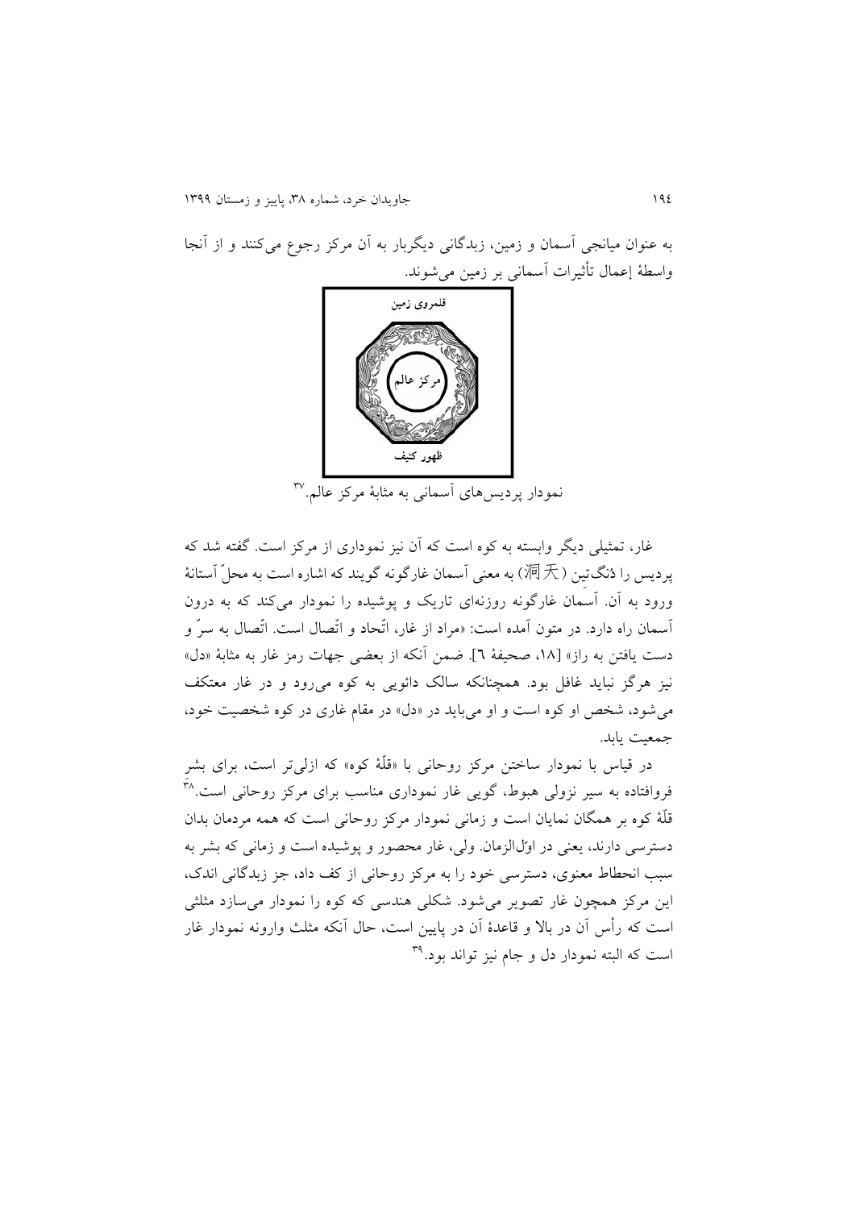به عنوان میانجی آسمان و زمین، زبدگانی دیگربار به آن مرکز رجوع می‌کنند و از آنجا واسطهٔ إعمال تأثیرات آسمانی بر زمین می‌شوند.

قلمروی زمین

مرکز عالم

ظهور کثیف

نمودار پردیس‌های آسمانی به مثابهٔ مرکز عالم.[37]

غار، تمثیلی دیگر وابسته به کوه است که آن نیز نموداری از مرکز است. گفته شد که پردیس را دُنگ‌تین (洞天) به معنی آسمان غارگونه گویند که اشاره است به محلّ آستانهٔ ورود به آن. آسمان غارگونه روزنه‌ای تاریک و پوشیده را نمودار می‌کند که به درون آسمان راه دارد. در متون آمده است: «مراد از غار، اتّحاد و اتّصال است. اتّصال به سرّ و دست یافتن به راز» [۱۸، صحیفهٔ ٦]. ضمن آنکه از بعضی جهات رمز غار به مثابهٔ «دل» نیز هرگز نباید غافل بود. همچنانکه سالک دائویی به کوه می‌رود و در غار معتکف می‌شود، شخص او کوه است و او می‌باید در «دل» در مقام غاری در کوه شخصیت خود، جمعیت یابد.

در قیاس با نمودار ساختن مرکز روحانی با «قلّهٔ کوه» که ازلی‌تر است، برای بشر فروافتاده به سیر نزولی هبوط، گویی غار نموداری مناسب برای مرکز روحانی است.[38] قلّهٔ کوه بر همگان نمایان است و زمانی نمودار مرکز روحانی است که همه مردمان بدان دسترسی دارند، یعنی در اوّل‌الزمان. ولی، غار محصور و پوشیده است و زمانی که بشر به سبب انحطاط معنوی، دسترسی خود را به مرکز روحانی از کف داد، جز زبدگانی اندک، این مرکز همچون غار تصویر می‌شود. شکلی هندسی که کوه را نمودار می‌سازد مثلثی است که رأس آن در بالا و قاعدهٔ آن در پایین است، حال آنکه مثلث وارونه نمودار غار است که البته نمودار دل و جام نیز تواند بود.[39]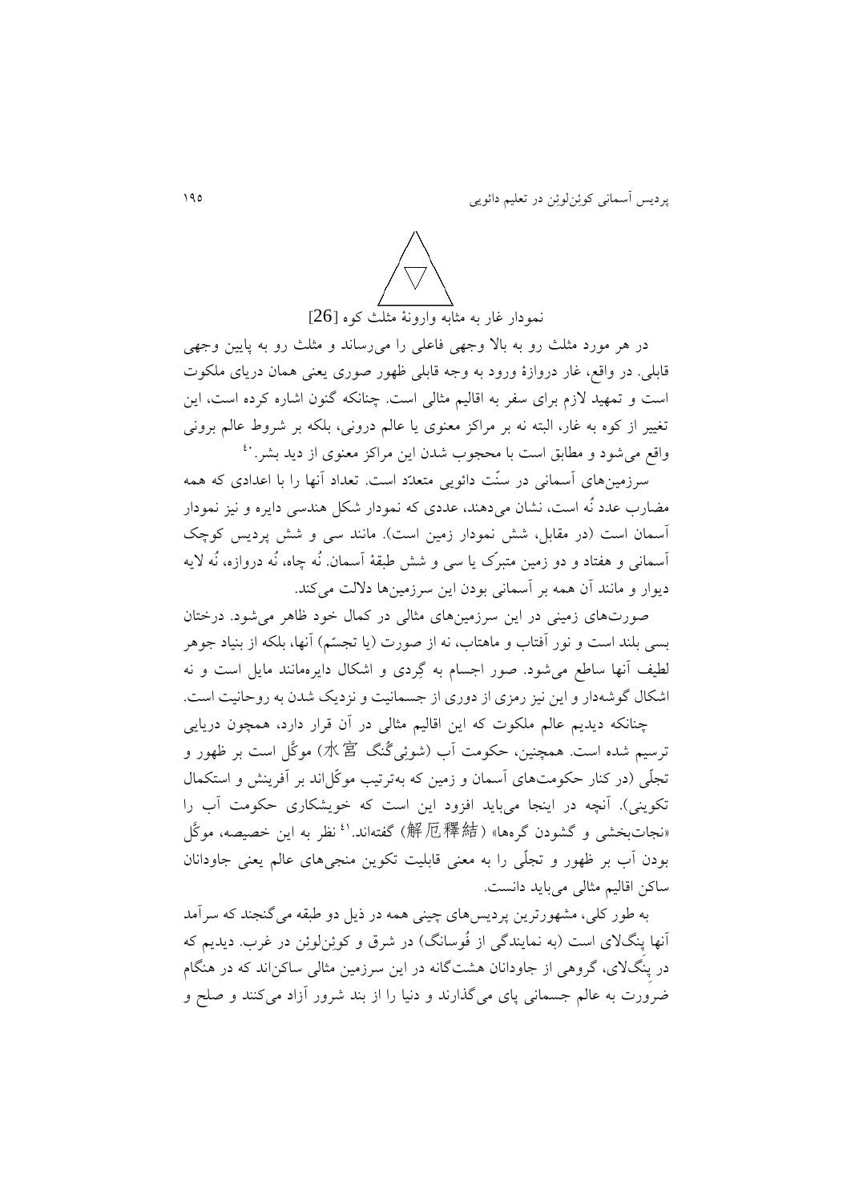نمودار غار به مثابه وارونهٔ مثلث کوه [26]

در هر مورد مثلث رو به بالا وجهی فاعلی را می‌رساند و مثلث رو به پایین وجهی قابلی. در واقع، غار دروازهٔ ورود به وجه قابلی ظهور صوری یعنی همان دریای ملکوت است و تمهید لازم برای سفر به اقالیم مثالی است. چنانکه گنون اشاره کرده است، این تغییر از کوه به غار، البته نه بر مراکز معنوی یا عالم درونی، بلکه بر شروط عالم برونی واقع می‌شود و مطابق است با محجوب شدن این مراکز معنوی از دید بشر.[40]

سرزمین‌های آسمانی در سنّت دائویی متعدّد است. تعداد آنها را با اعدادی که همه مضارب عدد نُه است، نشان می‌دهند، عددی که نمودار شکل هندسی دایره و نیز نمودار آسمان است (در مقابل، شش نمودار زمین است). مانند سی و شش پردیس کوچک آسمانی و هفتاد و دو زمین متبرّک یا سی و شش طبقهٔ آسمان. نُه چاه، نُه دروازه، نُه لایه دیوار و مانند آن همه بر آسمانی بودن این سرزمین‌ها دلالت می‌کند.

صورت‌های زمینی در این سرزمین‌های مثالی در کمال خود ظاهر می‌شود. درختان بسی بلند است و نور آفتاب و ماهتاب، نه از صورت (یا تجسّم) آنها، بلکه از بنیاد جوهر لطیف آنها ساطع می‌شود. صور اجسام به گِردی و اشکال دایره‌مانند مایل است و نه اشکال گوشه‌دار و این نیز رمزی از دوری از جسمانیت و نزدیک شدن به روحانیت است.

چنانکه دیدیم عالم ملکوت که این اقالیم مثالی در آن قرار دارد، همچون دریایی ترسیم شده است. همچنین، حکومت آب (شوئی‌گُنگ 水宮) موکَّل است بر ظهور و تجلّی (در کنار حکومت‌های آسمان و زمین که به‌ترتیب موکّل‌اند بر آفرینش و استکمال تکوینی). آنچه در اینجا می‌باید افزود این است که خویشکاری حکومت آب را «نجات‌بخشی و گشودن گره‌ها» (解厄釋結) گفته‌اند.[41] نظر به این خصیصه، موکَّل بودن آب بر ظهور و تجلّی را به معنی قابلیت تکوین منجی‌های عالم یعنی جاودانان ساکن اقالیم مثالی می‌باید دانست.

به طور کلی، مشهورترین پردیس‌های چینی همه در ذیل دو طبقه می‌گنجند که سرآمد آنها پِنگ‌لای است (به نمایندگی از فُوسانگ) در شرق و کوئِن‌لوئِن در غرب. دیدیم که در پِنگ‌لای، گروهی از جاودانان هشت‌گانه در این سرزمین مثالی ساکن‌اند که در هنگام ضرورت به عالم جسمانی پای می‌گذارند و دنیا را از بند شرور آزاد می‌کنند و صلح و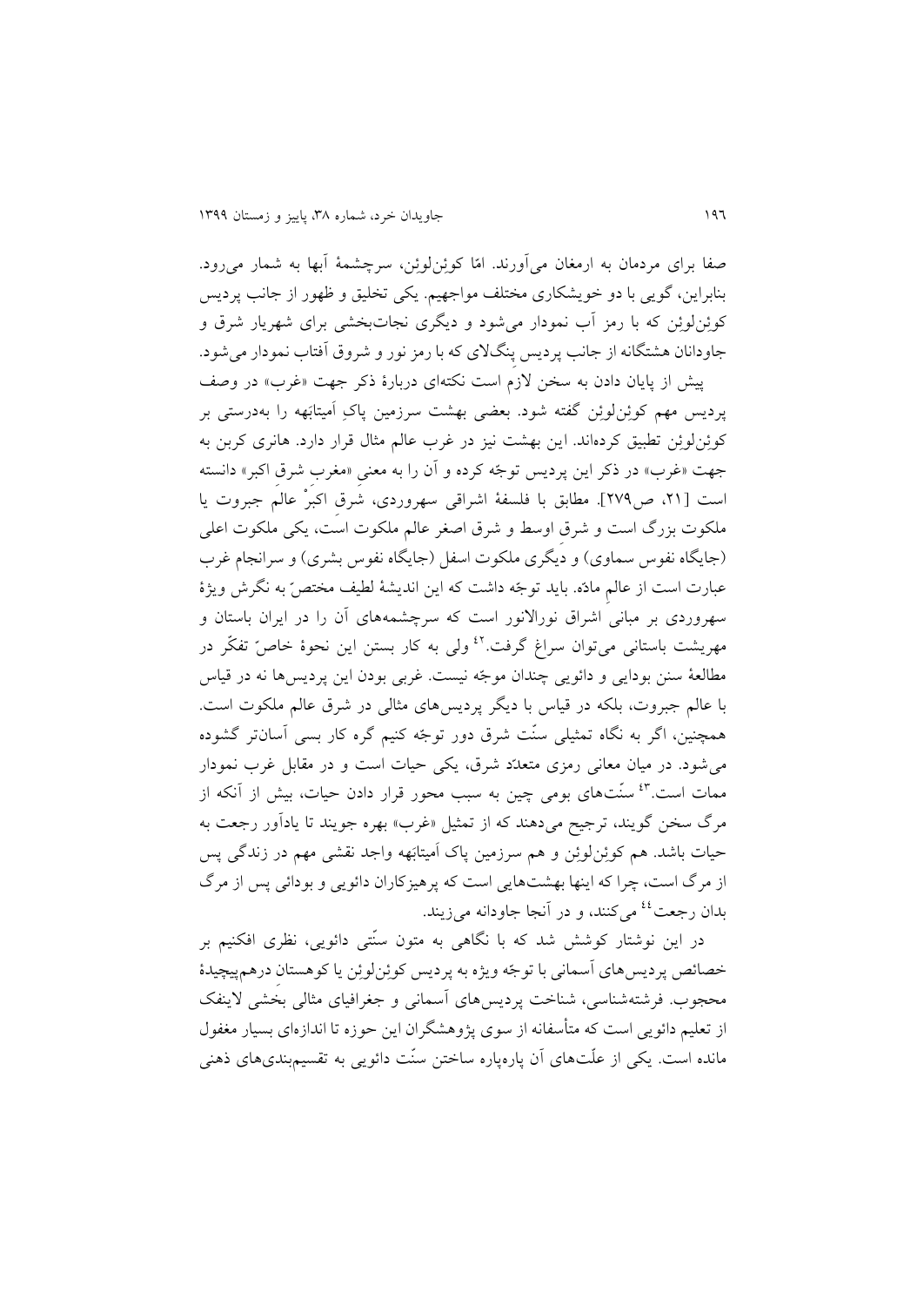صفا برای مردمان به ارمغان می‌آورند. امّا کوئن‌لوئن، سرچشمۀ آبها به شمار می‌رود. بنابراین، گویی با دو خویشکاری مختلف مواجهیم. یکی تخلیق و ظهور از جانب پردیس کوئن‌لوئن که با رمز آب نمودار می‌شود و دیگری نجات‌بخشی برای شهریار شرق و جاودانان هشتگانه از جانب پردیس پنگ‌لای که با رمز نور و شروق آفتاب نمودار می‌شود.

پیش از پایان دادن به سخن لازم است نکته‌ای دربارۀ ذکر جهت «غرب» در وصف پردیس مهم کوئن‌لوئن گفته شود. بعضی بهشت سرزمین پاکِ اَمیتابَهه را به‌درستی بر کوئن‌لوئن تطبیق کرده‌اند. این بهشت نیز در غرب عالم مثال قرار دارد. هانری کربن به جهت «غرب» در ذکر این پردیس توجّه کرده و آن را به معنیِ «مغرب شرق اکبر» دانسته است [۲۱، ص۲۷۹]. مطابق با فلسفۀ اشراقی سهروردی، شرقِ اکبرْ عالَم جبروت یا ملکوت بزرگ است و شرق اوسط و شرق اصغر عالم ملکوت است، یکی ملکوت اعلی (جایگاه نفوس سماوی) و دیگری ملکوت اسفل (جایگاه نفوس بشری) و سرانجام غرب عبارت است از عالم مادّه. باید توجّه داشت که این اندیشۀ لطیف مختصّ به نگرش ویژۀ سهروردی بر مبانی اشراق نورالانور است که سرچشمه‌های آن را در ایران باستان و مهریشت باستانی می‌توان سراغ گرفت.[۴۲] ولی به کار بستن این نحوۀ خاصّ تفکّر در مطالعۀ سنن بودایی و دائویی چندان موجّه نیست. غربی بودن این پردیس‌ها نه در قیاس با عالم جبروت، بلکه در قیاس با دیگر پردیس‌های مثالی در شرق عالم ملکوت است. همچنین، اگر به نگاه تمثیلی سنّت شرق دور توجّه کنیم گره کار بسی آسان‌تر گشوده می‌شود. در میان معانی رمزی متعدّد شرق، یکی حیات است و در مقابل غرب نمودار ممات است.[۴۳] سنّت‌های بومی چین به سبب محور قرار دادن حیات، بیش از آنکه از مرگ سخن گویند، ترجیح می‌دهند که از تمثیل «غرب» بهره جویند تا یادآور رجعت به حیات باشد. هم کوئن‌لوئن و هم سرزمین پاک اَمیتابَهه واجد نقشی مهم در زندگی پس از مرگ است، چرا که اینها بهشت‌هایی است که پرهیزکاران دائویی و بودائی پس از مرگ بدان رجعت[۴۴] می‌کنند، و در آنجا جاودانه می‌زیند.

در این نوشتار کوشش شد که با نگاهی به متون سنّتی دائویی، نظری افکنیم بر خصائص پردیس‌های آسمانی با توجّه ویژه به پردیس کوئن‌لوئن یا کوهستانِ درهم‌پیچیدۀ محجوب. فرشته‌شناسی، شناخت پردیس‌های آسمانی و جغرافیای مثالی بخشی لاینفک از تعلیم دائویی است که متأسفانه از سوی پژوهشگران این حوزه تا اندازه‌ای بسیار مغفول مانده است. یکی از علّت‌های آن پاره‌پاره ساختن سنّت دائویی به تقسیم‌بندی‌های ذهنی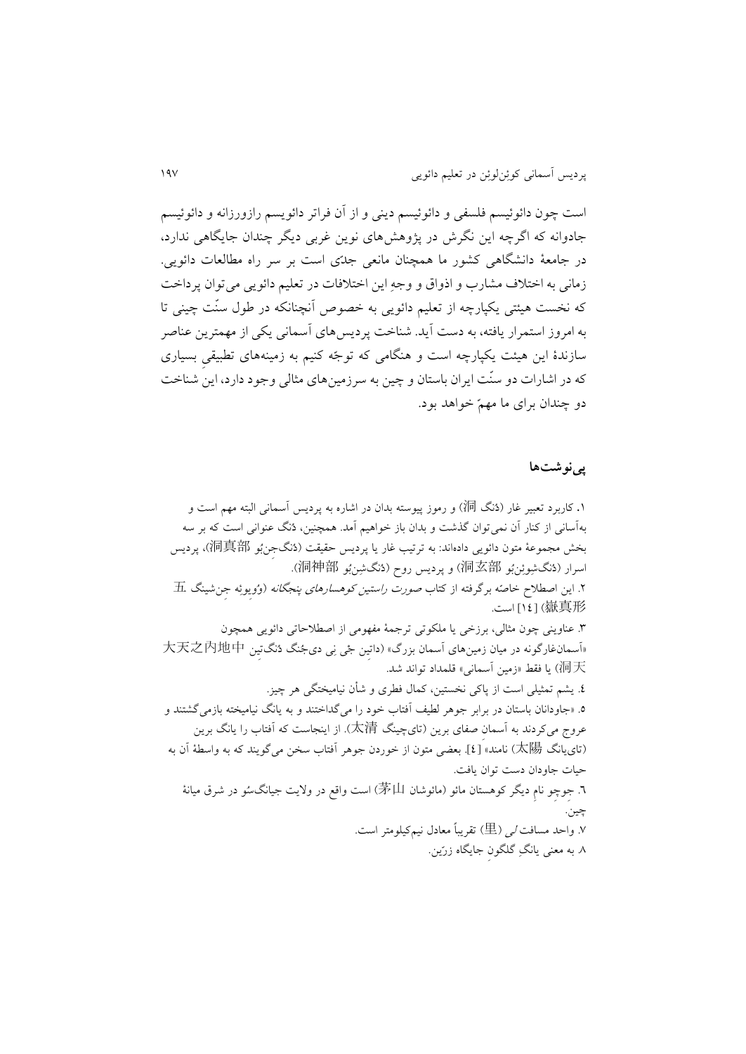است چون دائوئیسم فلسفی و دائوئیسم دینی و از آن فراتر دائویسم رازورزانه و دائوئیسم جادوانه که اگرچه این نگرش در پژوهش‌های نوین غربی دیگر چندان جایگاهی ندارد، در جامعهٔ دانشگاهی کشور ما همچنان مانعی جدّی است بر سر راه مطالعات دائویی. زمانی به اختلاف مشارب و اذواق و وجهِ این اختلافات در تعلیم دائویی می‌توان پرداخت که نخست هیئتی یکپارچه از تعلیم دائویی به خصوص آنچنانکه در طول سنّت چینی تا به امروز استمرار یافته، به دست آید. شناخت پردیس‌های آسمانی یکی از مهمترین عناصر سازندهٔ این هیئت یکپارچه است و هنگامی که توجّه کنیم به زمینه‌های تطبیقیِ بسیاری که در اشارات دو سنّت ایران باستان و چین به سرزمین‌های مثالی وجود دارد، این شناخت دو چندان برای ما مهمّ خواهد بود.

## پی‌نوشت‌ها

۱. کاربرد تعبیر غار (دُنگ 洞) و رموز پیوسته بدان در اشاره به پردیس آسمانی البته مهم است و به‌آسانی از کنار آن نمی‌توان گذشت و بدان باز خواهیم آمد. همچنین، دُنگ عنوانی است که بر سه بخش مجموعهٔ متون دائویی داده‌اند: به ترتیب غار یا پردیس حقیقت (دُنگ‌جِن‌بُو 洞真部)، پردیس اسرار (دُنگ‌شِوئِن‌بُو 洞玄部) و پردیس روح (دُنگ‌شِن‌بُو 洞神部).

۲. این اصطلاح خاصّه برگرفته از کتاب *صورت راستین کوهسارهای پنجگانه* (وُویوئِه جِن‌شینگ 五嶽真形) [۱۴] است.

۳. عناوینی چون مثالی، برزخی یا ملکوتی ترجمهٔ مفهومی از اصطلاحاتی دائویی همچون «آسمان‌غارگونه در میان زمین‌های آسمان بزرگ» (داتِین جِی نِی دی‌جُنگ دُنگ‌تِین 大天之内地中洞天) یا فقط «زمین آسمانی» قلمداد تواند شد.

۴. یشم تمثیلی است از پاکی نخستین، کمال فطری و شأن نیامیختگی هر چیز.

۵. «جاودانان باستان در برابر جوهر لطیف آفتاب خود را می‌گداختند و به یانگ نیامیخته بازمی‌گشتند و عروج می‌کردند به آسمانِ صفای برین (تای‌چینگ 太清). از اینجاست که آفتاب را یانگ برین (تای‌یانگ 太陽) نامند» [۴]. بعضی متون از خوردن جوهر آفتاب سخن می‌گویند که به واسطهٔ آن به حیات جاودان دست توان یافت.

۶. جوچِو نامِ دیگر کوهستان مائو (مائوشان 茅山) است واقع در ولایت جیانگ‌سُو در شرق میانهٔ چین.

۷. واحد مسافت *لی* (里) تقریباً معادل نیم‌کیلومتر است.

۸. به معنی یانگِ گلگونِ جایگاه زرّین.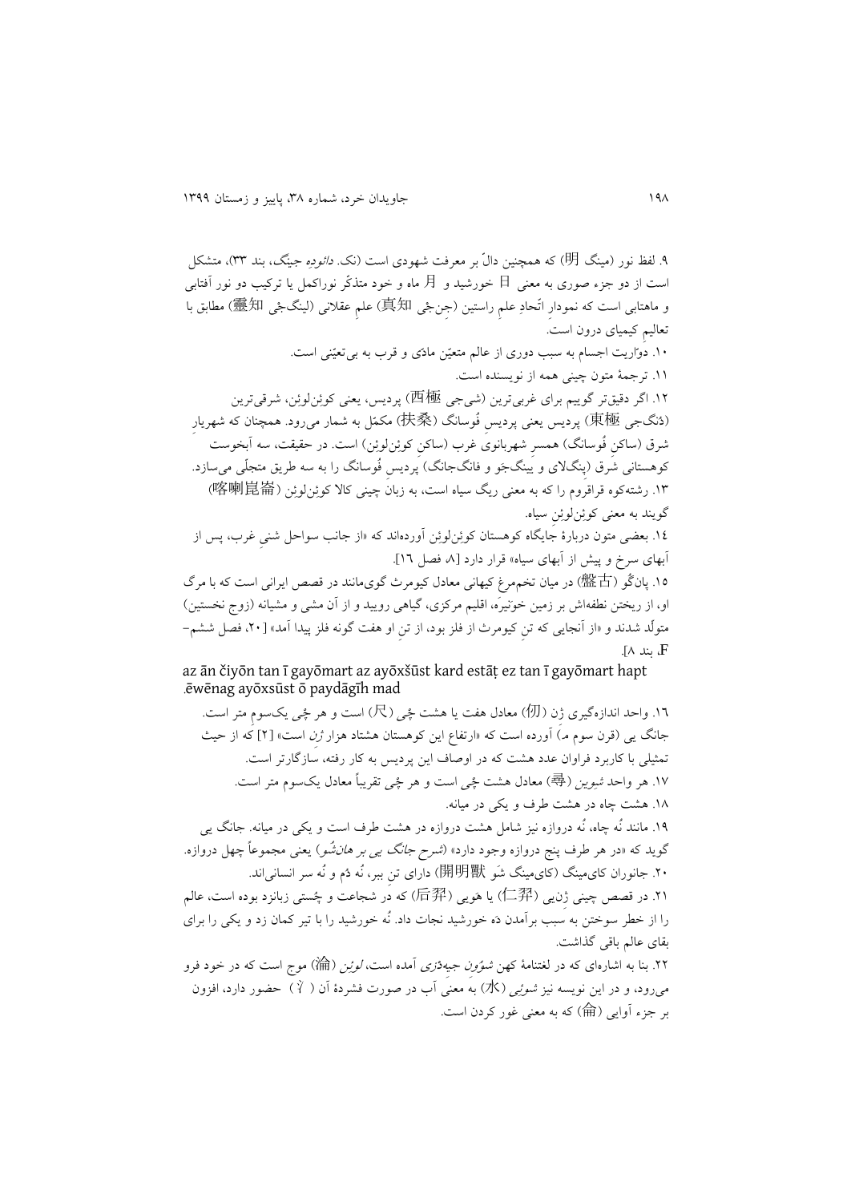۹. لفظ نور (مینگ 明) که همچنین دالّ بر معرفت شهودی است (نک. *دائودِه جینگ*، بند ۳۳)، متشکل است از دو جزء صوری به معنی 日 خورشید و 月 ماه و خود متذکّر نوراکمل یا ترکیب دو نور آفتابی و ماهتابی است که نمودارِ اتّحادِ علمِ راستین (جِن‌جِی 真知) علمِ عقلانی (لینگ‌جِی 靈知) مطابق با تعالیمِ کیمیای درون است.

۱۰. دوّاریت اجسام به سبب دوری از عالم متعیّن مادّی و قرب به بی‌تعیّنی است.

۱۱. ترجمهٔ متون چینی همه از نویسنده است.

۱۲. اگر دقیق‌تر گوییم برای غربی‌ترین (شی‌جی 西極) پردیس، یعنی کوئن‌لوئن، شرقی‌ترین (دُنگ‌جی 東極) پردیس یعنی پردیسِ فُوسانگ (扶桑) مکمّل به شمار می‌رود. همچنان که شهریارِ شرق (ساکنِ فُوسانگ) همسرِ شهربانوی غرب (ساکنِ کوئن‌لوئن) است. در حقیقت، سه آبخوست کوهستانی شرق (پنگ‌لای و یینگ‌جَو و فانگ‌جانگ) پردیسِ فُوسانگ را به سه طریق متجلّی می‌سازد.

۱۳. رشته‌کوه قراقروم را که به معنی ریگ سیاه است، به زبانِ چینی کالا کوئن‌لوئن (喀喇崑崙) گویند به معنی کوئن‌لوئنِ سیاه.

۱٤. بعضی متون دربارهٔ جایگاه کوهستان کوئن‌لوئن آورده‌اند که «از جانب سواحل شنیِ غرب، پس از آبهای سرخ و پیش از آبهای سیاه» قرار دارد [۸، فصل ۱٦].

۱۵. پان‌گُو (盤古) در میان تخم‌مرغ کیهانی معادل کیومرث گوی‌مانند در قصص ایرانی است که با مرگ او، از ریختن نطفه‌اش بر زمین خونیرَه، اقلیم مرکزی، گیاهی رویید و از آن مشی و مشیانه (زوج نخستین) متولّد شدند و «از آنجایی که تنِ کیومرث از فلز بود، از تنِ او هفت گونه فلز پیدا آمد» [۲۰، فصل ششم–F، بند ۸].

az ān čiyōn tan ī gayōmart az ayōxšūst kard estāṭ ez tan ī gayōmart hapt ēwēnag ayōxsūst ō paydāgīh mad.

۱٦. واحد اندازه‌گیری ژِن (仞) معادل هفت یا هشت چِی (尺) است و هر چِی یک‌سومِ متر است. جانگ یی (قرن سوم م.) آورده است که «ارتفاع این کوهستان هشتاد هزار ژِن است» [۲] که از حیث تمثیلی با کاربرد فراوان عدد هشت که در اوصاف این پردیس به کار رفته، سازگارتر است.

۱۷. هر واحد شیوین (尋) معادل هشت چِی است و هر چِی تقریباً معادل یک‌سوم متر است.

۱۸. هشت چاه در هشت طرف و یکی در میانه.

۱۹. مانند نُه چاه، نُه دروازه نیز شامل هشت دروازه در هشت طرف است و یکی در میانه. جانگ یی گوید که «در هر طرف پنج دروازه وجود دارد» (*شرح جانگ یی بر هان‌شُو*) یعنی مجموعاً چهل دروازه.

۲۰. جانوران کای‌مینگ (کای‌مینگ شَو 開明獸) دارای تنِ ببر، نُه دُم و نُه سر انسانی‌اند.

۲۱. در قصص چینی ژِن‌یی (仁羿) یا هَویی (后羿) که در شجاعت و چُستی زبانزد بوده است، عالم را از خطر سوختن به سبب برآمدن دَه خورشید نجات داد. نُه خورشید را با تیر کمان زد و یکی را برای بقای عالم باقی گذاشت.

۲۲. بنا به اشاره‌ای که در لغتنامهٔ کهن *شوُون جیه‌دزی* آمده است، *لوئن* (淪) موج است که در خود فرو می‌رود، و در این نویسه نیز *شوئی* (水) به معنی آب در صورت فشردهٔ آن (氵) حضور دارد، افزون بر جزء آوایی (侖) که به معنی غور کردن است.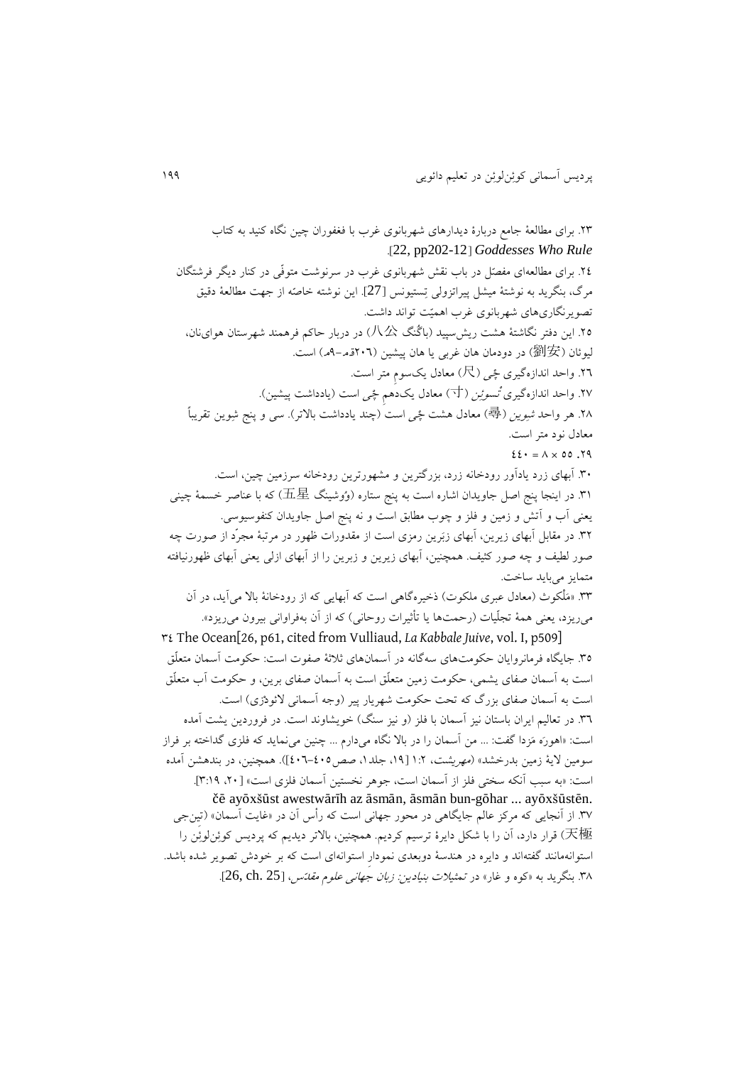۲۳. برای مطالعهٔ جامع دربارهٔ دیدارهای شهربانوی غرب با فغفوران چین نگاه کنید به کتاب *Goddesses Who Rule* [22, pp202-12].

۲٤. برای مطالعه‌ای مفصّل در باب نقش شهربانوی غرب در سرنوشت متوفّی در کنار دیگر فرشتگان مرگ، بنگرید به نوشتهٔ میشل پیراتزولی تِستیونس [27]. این نوشته خاصّه از جهت مطالعهٔ دقیق تصویرنگاری‌های شهربانوی غرب اهمیّت تواند داشت.

۲۵. این دفتر نگاشتهٔ هشت ریش‌سپید (باگُنگ 八公) در دربار حاکم فرهمند شهرستان هوای‌نان، لیوئان (劉安) در دودمان هان غربی یا هان پیشین (۲۰٦ق‌م–۹م) است.

۲٦. واحد اندازه‌گیری چِی (尺) معادل یک‌سومِ متر است.

۲۷. واحد اندازه‌گیری *تْسوئِن* (寸) معادل یک‌دهمِ چِی است (یادداشت پیشین).

۲۸. هر واحد *شیوین* (尋) معادل هشت چِی است (چند یادداشت بالاتر). سی و پنج شیوین تقریباً معادل نود متر است.

۲۹. ٥٥ × ۸ = ٤٤۰

۳۰. آبهای زرد یادآور رودخانهٔ زرد، بزرگترین و مشهورترین رودخانه سرزمین چین، است.

۳۱. در اینجا پنج اصل جاویدان اشاره است به پنج ستاره (وُوشینگ 五星) که با عناصر خسمهٔ چینی یعنی آب و آتش و زمین و فلز و چوب مطابق است و نه پنج اصل جاویدان کنفوسیوسی.

۳۲. در مقابل آبهای زیرین، آبهای زبَرین رمزی است از مقدورات ظهور در مرتبهٔ مجرّد از صورت چه صور لطیف و چه صور کثیف. همچنین، آبهای زیرین و زبرین را از آبهای ازلی یعنی آبهای ظهورنیافته متمایز می‌باید ساخت.

۳۳. «مَلْکوث (معادل عبری ملکوت) ذخیره‌گاهی است که آبهایی که از رودخانهٔ بالا می‌آید، در آن می‌ریزد، یعنی همهٔ تجلّیات (رحمت‌ها یا تأثیرات روحانی) که از آن به‌فراوانی بیرون می‌ریزد».

۳٤ The Ocean[26, p61, cited from Vulliaud, *La Kabbale Juive*, vol. I, p509]

۳۵. جایگاه فرمانروایان حکومت‌های سه‌گانه در آسمانهای ثلاثهٔ صفوت است: حکومت آسمان متعلّق است به آسمان صفای یشمی، حکومت زمین متعلّق است به آسمان صفای برین، و حکومت آب متعلّق است به آسمان صفای بزرگ که تحت حکومت شهریار پیر (وجه آسمانی لائودْزی) است.

۳٦. در تعالیم ایران باستان نیز آسمان با فلز (و نیز سنگ) خویشاوند است. در فروردین یشت آمده است: «اهورَه مَزدا گفت: ... من آسمان را در بالا نگاه می‌دارم ... چنین می‌نماید که فلزی گداخته بر فراز سومین لایهٔ زمین بدرخشد» (*مهریشت*، ۱:۲ [۱۹، جلد۱، صص٤۰۵–٤۰٦]). همچنین، در بندهشن آمده است: «به سبب آنکه سختی فلز از آسمان است، جوهر نخستین آسمان فلزی است» [۲۰، ۳:۱۹].

čē ayōxšūst awestwārīh az āsmān, āsmān bun-gōhar ... ayōxšūstēn.

۳۷. از آنجایی که مرکز عالم جایگاهی در محور جهانی است که رأس آن در «غایت آسمان» (تین‌جی 天極) قرار دارد، آن را با شکل دایرهٔ ترسیم کردیم. همچنین، بالاتر دیدیم که پردیس کوئن‌لوئِن را استوانه‌مانند گفته‌اند و دایره در هندسهٔ دوبعدی نمودار استوانه‌ای است که بر خودش تصویر شده باشد.

۳۸. بنگرید به «کوه و غار» در *تمثیلات بنیادین: زبان جهانی علوم مقدّس*، [26, ch. 25].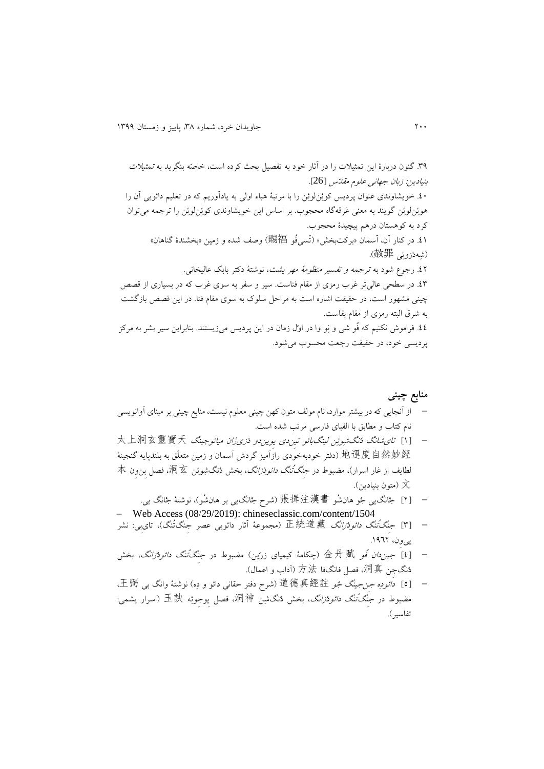۳۹. گنون دربارهٔ این تمثیلات را در آثار خود به تفصیل بحث کرده است، خاصه بنگرید به *تمثیلات بنیادین: زبان جهانی علوم مقدّس* [26].

۴۰. خویشاوندی عنوان پردیس کوئن‌لوئن را با مرتبهٔ هباء اولی به یادآوریم که در تعلیم دائویی آن را هوئن‌لوئن گویند به معنی غرقه‌گاه محجوب. بر اساس این خویشاوندی کوئن‌لوئن را ترجمه می‌توان کرد به کوهستان درهم پیچیدهٔ محجوب.

۴۱. در کنار آن، آسمان «برکت‌بخش» (تْسی‌فُو 賜福) وصف شده و زمین «بخشندهٔ گناهان» (شِه‌دْزوئِی 赦罪).

۴۲. رجوع شود به *ترجمه و تفسیر منظومهٔ مهر یشت*، نوشتهٔ دکتر بابک عالیخانی.

۴۳. در سطحی عالی‌تر غرب رمزی از مقام فناست. سیر و سفر به سوی غرب که در بسیاری از قصص چینی مشهور است، در حقیقت اشاره است به مراحل سلوک به سوی مقام فنا. در این قصص بازگشت به شرق البته رمزی از مقام بقاست.

۴۴. فراموش نکنیم که فُو شی و نِو وا در اوّل زمان در این پردیس می‌زیستند. بنابراین سیر بشر به مرکز پردیسی خود، در حقیقت رجعت محسوب می‌شود.

## منابع چینی

- از آنجایی که در بیشتر موارد، نام مولف متون کهن چینی معلوم نیست، منابع چینی بر مبنای آوانویسی نام کتاب و مطابق با الفبای فارسی مرتب شده است.
- [۱] *تای‌شانگ دُنگ‌شوئن لینگ‌بائو تین‌دی یوین‌دو دْزی‌ژان میائوجینگ* 太上洞玄靈寶天地運度自然妙經 (دفتر خودبه‌خودی رازآمیز گردش آسمان و زمین متعلّق به بلندپایه گنجینهٔ لطایف از غار اسرار)، مضبوط در *جِنگ‌تُنگ دائودْزانگ*، بخش دُنگ‌شِوئن 洞玄، فصل بِن‌وِن 本文 (متون بنیادین).
- [۲] جْانگ‌یی جُو هان‌شُو 張揖注漢書 (شرح جْانگ‌یی بر هان‌شُو)، نوشتهٔ جْانگ یی.
- Web Access (08/29/2019): chineseclassic.com/content/1504
- [۳] *جِنگ‌تُنگ دائودْزانگ* 正統道藏 (مجموعهٔ آثار دائویی عصر جِنگ‌تُنگ)، تای‌بِی: نشر یی‌وِن، ۱۹۶۲.
- [۴] *جین‌دان فُو* 金丹賦 (چکامهٔ کیمیای زرّین) مضبوط در *جِنگ‌تُنگ دائودْزانگ*، بخش دُنگ‌جِن 洞真، فصل فانگ‌فا 方法 (آداب و اعمال).
- [۵] *دائودِه جِن‌جینگ جُو* 道德真經註 (شرح دفتر حقانی دائو و دِه) نوشتهٔ وانگ بی 王弼، مضبوط در *جِنگ‌تُنگ دائودْزانگ*، بخش دُنگ‌شِن 洞神، فصل یوجوئِه 玉訣 (اسرار یشمی: تفاسیر).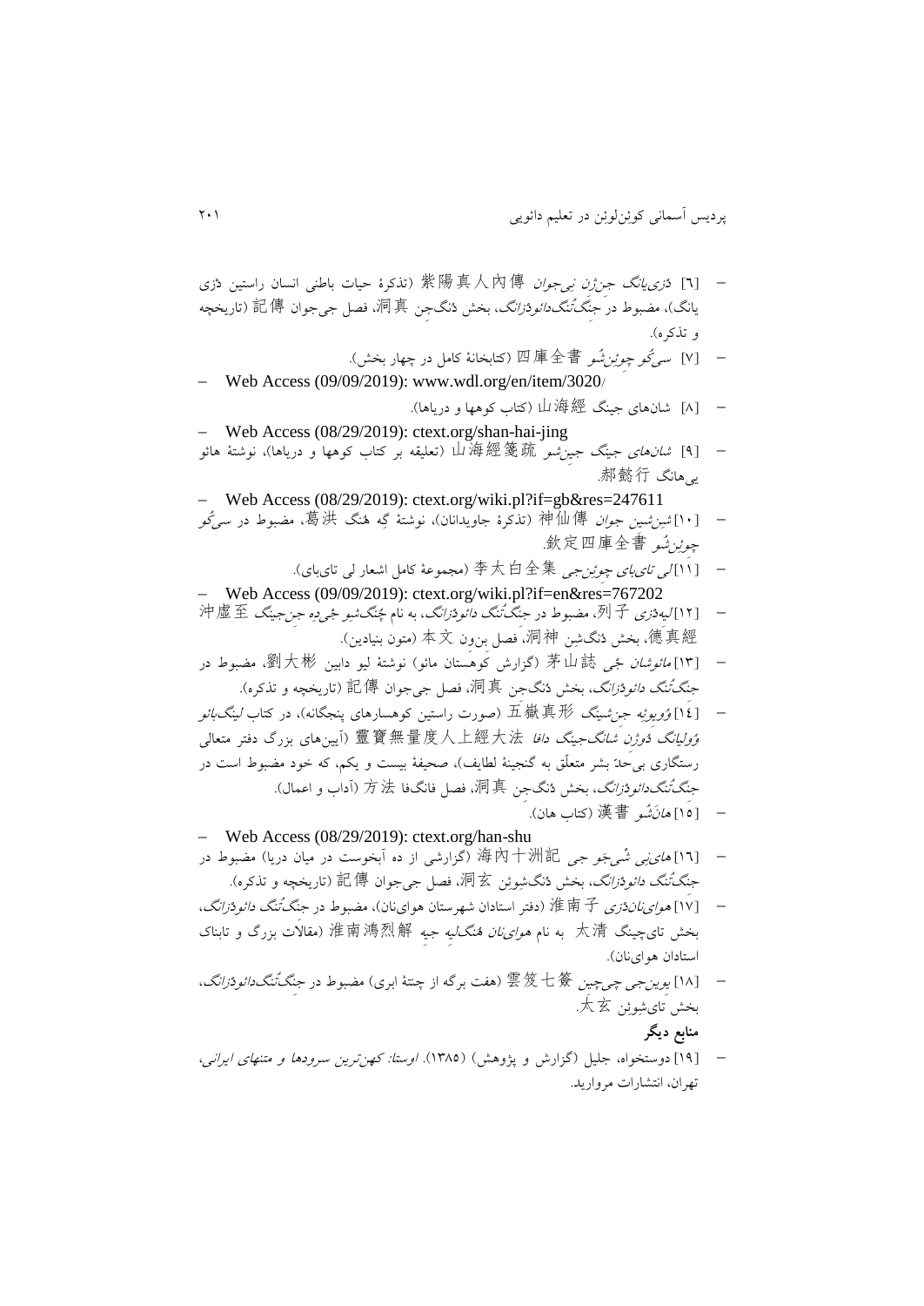- [۶] *ذزی‌یانگ جن‌ژن نی‌جوان* 紫陽真人內傳 (تذکرهٔ حیات باطنی انسان راستین ذزی یانگ)، مضبوط در *جنگ‌تُنگ‌دائوذزانگ*، بخش دُنگ‌جن 洞真، فصل جی‌جوان 記傳 (تاریخچه و تذکره).
- [۷] *سی‌کُو چوئن‌شُو* 四庫全書 (کتابخانهٔ کامل در چهار بخش).
- Web Access (09/09/2019): www.wdl.org/en/item/3020/
- [۸] شان‌های جینگ 山海經 (کتاب کوهها و دریاها).
- Web Access (08/29/2019): ctext.org/shan-hai-jing
- [۹] *شان‌های جینگ جین‌شو* 山海經箋疏 (تعلیقه بر کتاب کوهها و دریاها)، نوشتهٔ هائو یی‌هانگ 郝懿行.
- Web Access (08/29/2019): ctext.org/wiki.pl?if=gb&res=247611
- [۱۰] *شِن‌شین جوان* 神仙傳 (تذکرهٔ جاویدانان)، نوشتهٔ گِه هُنگ 葛洪، مضبوط در *سی‌کُو چوئن‌شُو* 欽定四庫全書.
- [۱۱] *لی تای‌بای چوئن‌جی* 李太白全集 (مجموعهٔ کامل اشعار لی تای‌بای).
- Web Access (09/09/2019): ctext.org/wiki.pl?if=en&res=767202
- [۱۲] *لیه‌ذزی* 列子، مضبوط در *جنگ‌تُنگ دائوذزانگ*، به نام *چُنگ‌شو جی‌دِه جن‌جینگ* 沖虛至德真經، بخش دُنگ‌شِن 洞神، فصل بن‌ون 本文 (متون بنیادین).
- [۱۳] *مائوشان جی* 茅山誌 (گزارش کوهستان مائو) نوشتهٔ لیو دابین 劉大彬، مضبوط در *جنگ‌تُنگ دائوذزانگ*، بخش دُنگ‌جن 洞真، فصل جی‌جوان 記傳 (تاریخچه و تذکره).
- [۱۴] *وُیوئه جن‌شینگ* 五嶽真形 (صورت راستین کوهسارهای پنجگانه)، در کتاب *لینگ‌بائو وُولیانگ دُوژِن شانگ‌جینگ دافا* 靈寶無量度人上經大法 (آیین‌های بزرگ دفتر متعالی رستگاری بی‌حدّ بشر متعلّق به گنجینهٔ لطایف)، صحیفهٔ بیست و یکم، که خود مضبوط است در *جنگ‌تُنگ‌دائوذزانگ*، بخش دُنگ‌جن 洞真، فصل فانگ‌فا 方法 (آداب و اعمال).
- [۱۵] *هان‌شُو* 漢書 (کتاب هان).
- Web Access (08/29/2019): ctext.org/han-shu
- [۱۶] *های‌نِی شی‌جَو جی* 海內十洲記 (گزارشی از ده آبخوست در میان دریا) مضبوط در *جنگ‌تُنگ دائوذزانگ*، بخش دُنگ‌شوئن 洞玄، فصل جی‌جوان 記傳 (تاریخچه و تذکره).
- [۱۷] *هوای‌نان‌ذزی* 淮南子 (دفتر استادان شهرستان هوای‌نان)، مضبوط در *جنگ‌تُنگ دائوذزانگ*، بخش تای‌چینگ 太清 به نام *هوای‌نان هُنگ‌لیه جیه* 淮南鴻烈解 (مقالات بزرگ و تابناک استادان هوای‌نان).
- [۱۸] *یوین‌جی چی‌چین* 雲笈七籤 (هفت برگه از چنتهٔ ابری) مضبوط در *جنگ‌تُنگ‌دائوذزانگ*، بخش تای‌شوئن 太玄.

**منابع دیگر**

- [۱۹] دوستخواه، جلیل (گزارش و پژوهش) (۱۳۸۵). *اوستا: کهن‌ترین سرودها و متنهای ایرانی*، تهران، انتشارات مروارید.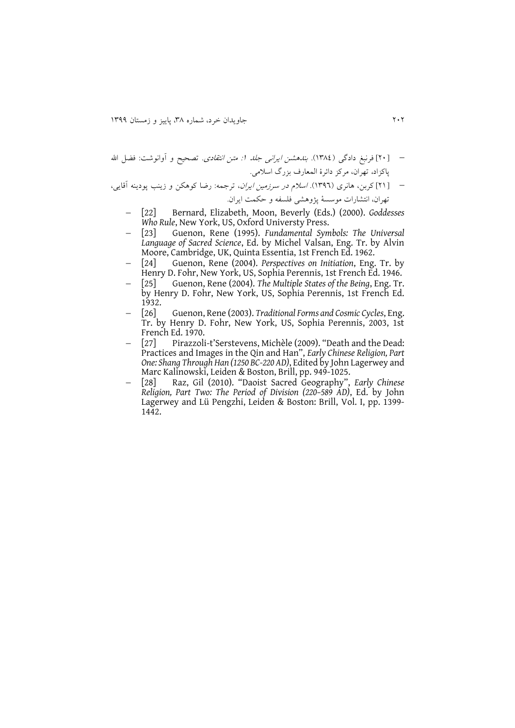- [۲۰] فرنبغ دادگی (۱۳۸٤). *بندهشن ایرانی جلد ۱: متن انتقادی*. تصحیح و آوانوشت: فضل الله پاکزاد، تهران، مرکز دائرة المعارف بزرگ اسلامی.
- [۲۱] کربن، هانری (۱۳۹٦). *اسلام در سرزمین ایران*، ترجمه: رضا کوهکن و زینب پودینه آقایی، تهران، انتشارات موسسهٔ پژوهشی فلسفه و حکمت ایران.

- [22] Bernard, Elizabeth, Moon, Beverly (Eds.) (2000). *Goddesses Who Rule*, New York, US, Oxford Universty Press.
- [23] Guenon, Rene (1995). *Fundamental Symbols: The Universal Language of Sacred Science*, Ed. by Michel Valsan, Eng. Tr. by Alvin Moore, Cambridge, UK, Quinta Essentia, 1st French Ed. 1962.
- [24] Guenon, Rene (2004). *Perspectives on Initiation*, Eng. Tr. by Henry D. Fohr, New York, US, Sophia Perennis, 1st French Ed. 1946.
- [25] Guenon, Rene (2004). *The Multiple States of the Being*, Eng. Tr. by Henry D. Fohr, New York, US, Sophia Perennis, 1st French Ed. 1932.
- [26] Guenon, Rene (2003). *Traditional Forms and Cosmic Cycles*, Eng. Tr. by Henry D. Fohr, New York, US, Sophia Perennis, 2003, 1st French Ed. 1970.
- [27] Pirazzoli-t'Serstevens, Michèle (2009). "Death and the Dead: Practices and Images in the Qin and Han", *Early Chinese Religion, Part One: Shang Through Han (1250 BC-220 AD)*, Edited by John Lagerwey and Marc Kalinowski, Leiden & Boston, Brill, pp. 949-1025.
- [28] Raz, Gil (2010). "Daoist Sacred Geography", *Early Chinese Religion, Part Two: The Period of Division (220–589 AD)*, Ed. by John Lagerwey and Lü Pengzhi, Leiden & Boston: Brill, Vol. I, pp. 1399-1442.